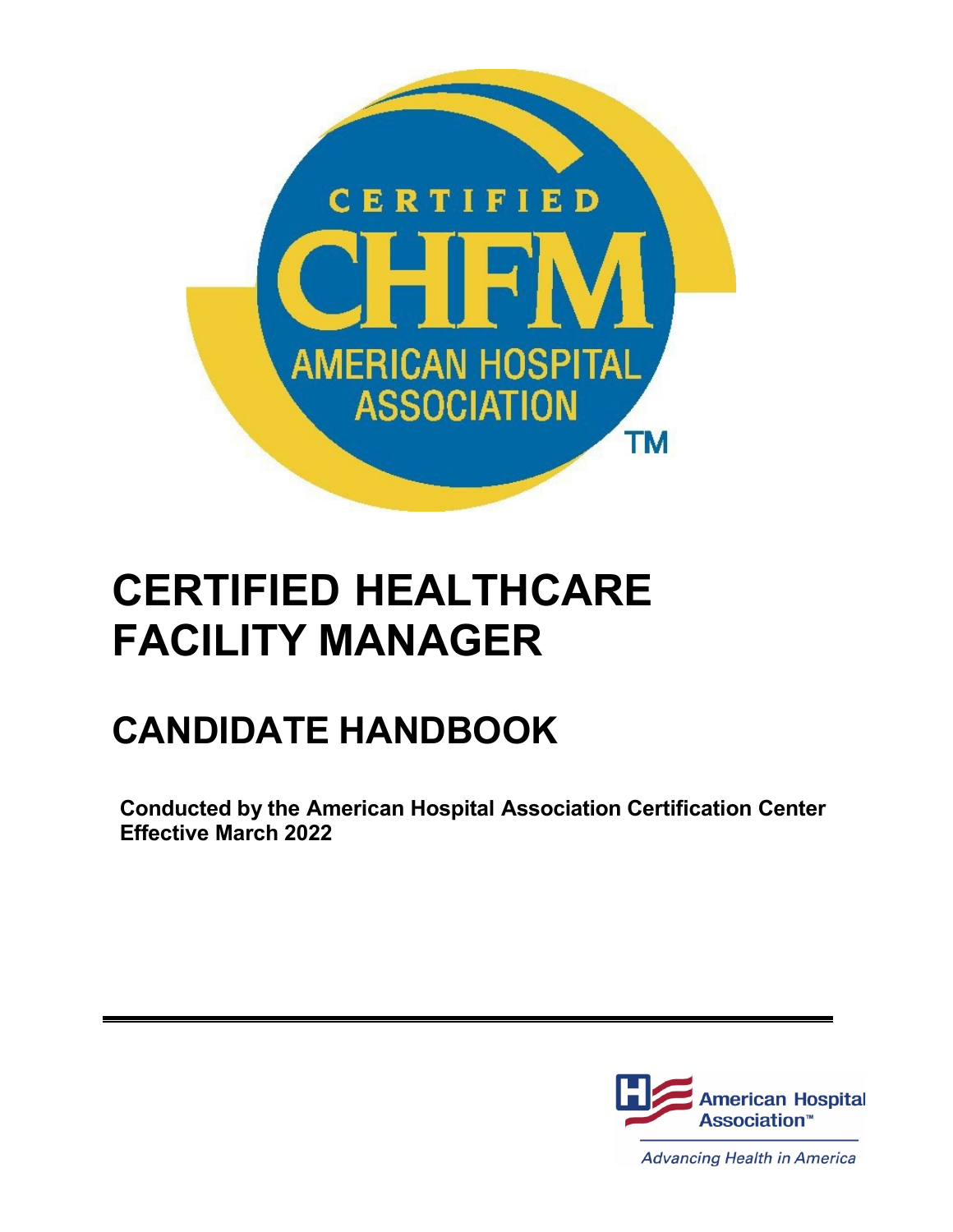# CERTIFIED HEALTHCARE FACILITY MANAGER

## CANDIDATE HANDBOOK

**Conducted by the American Hospital Association Certification Center**
**Effective March 2022**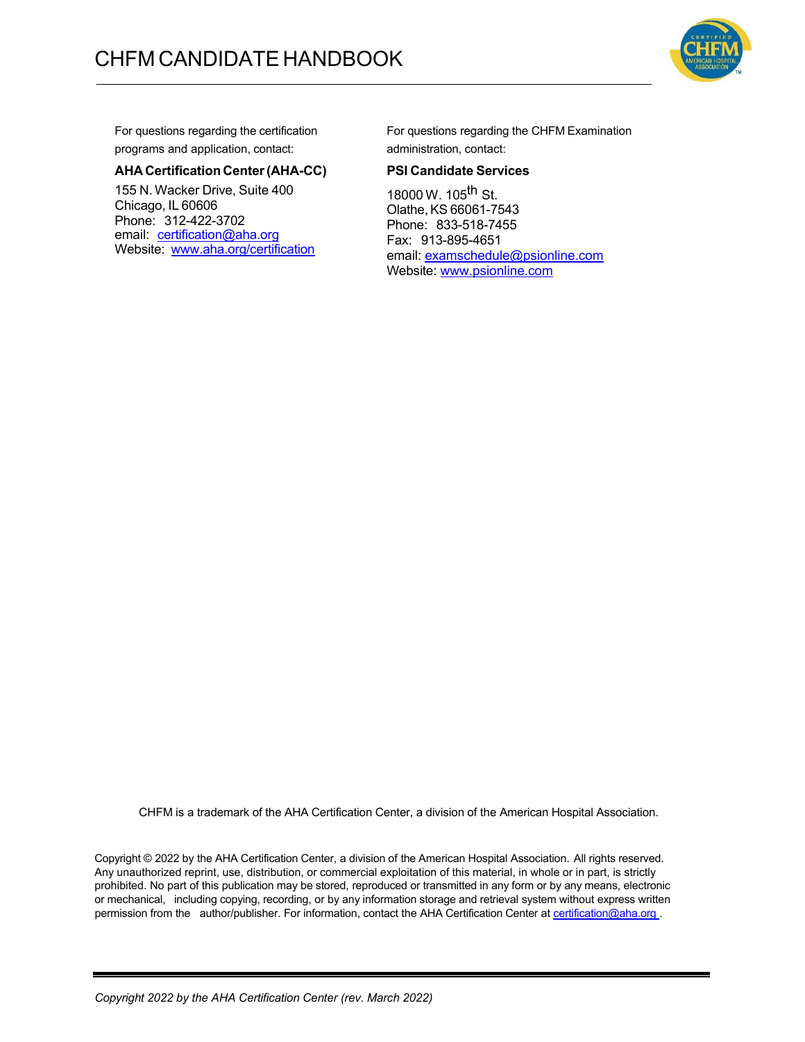For questions regarding the certification programs and application, contact:

**AHA Certification Center (AHA-CC)**

155 N. Wacker Drive, Suite 400
Chicago, IL 60606
Phone: 312-422-3702
email: certification@aha.org
Website: www.aha.org/certification

For questions regarding the CHFM Examination administration, contact:

**PSI Candidate Services**

18000 W. 105th St.
Olathe, KS 66061-7543
Phone: 833-518-7455
Fax: 913-895-4651
email: examschedule@psionline.com
Website: www.psionline.com

CHFM is a trademark of the AHA Certification Center, a division of the American Hospital Association.

Copyright © 2022 by the AHA Certification Center, a division of the American Hospital Association. All rights reserved. Any unauthorized reprint, use, distribution, or commercial exploitation of this material, in whole or in part, is strictly prohibited. No part of this publication may be stored, reproduced or transmitted in any form or by any means, electronic or mechanical, including copying, recording, or by any information storage and retrieval system without express written permission from the author/publisher. For information, contact the AHA Certification Center at certification@aha.org.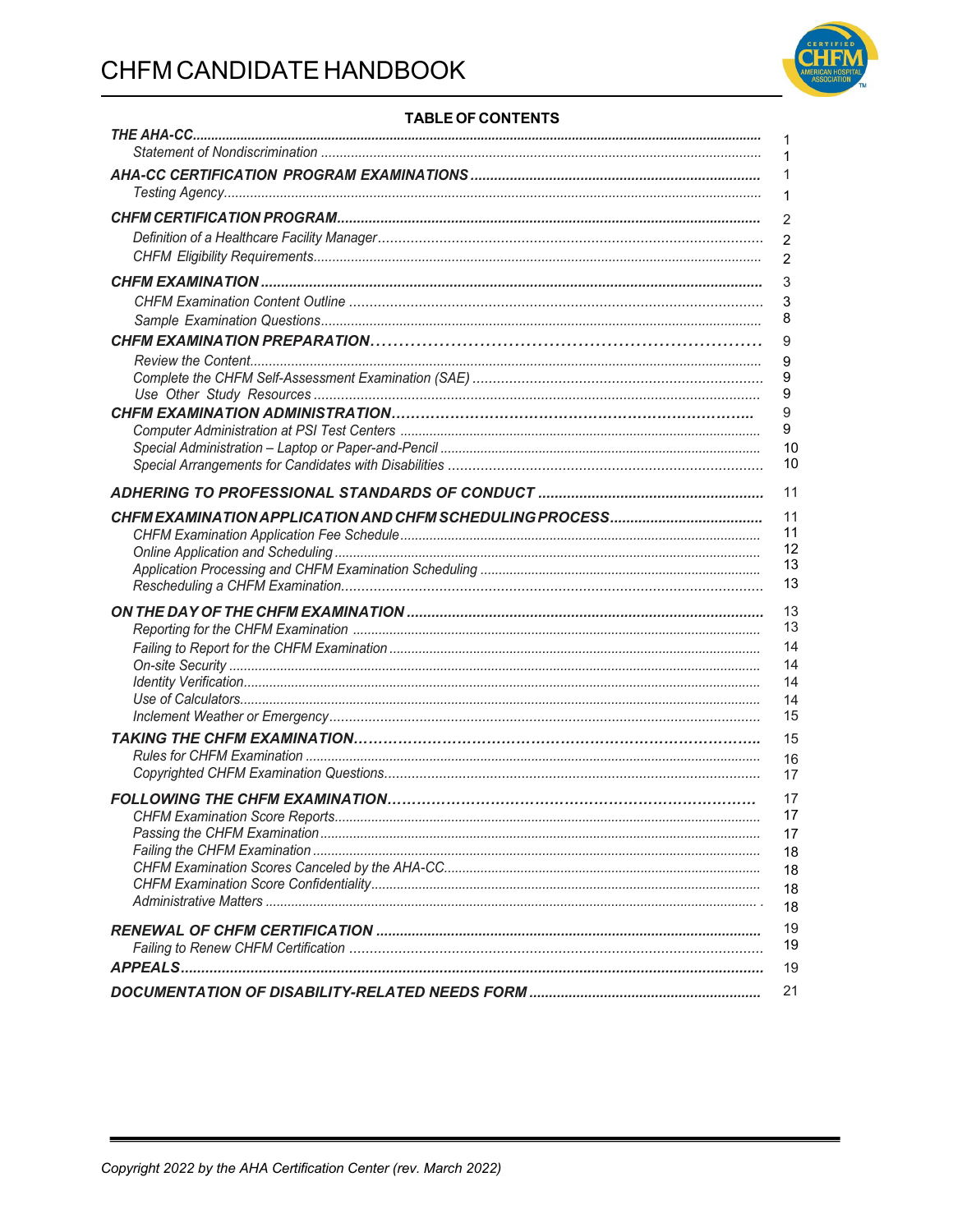# CHFM CANDIDATE HANDBOOK

## TABLE OF CONTENTS

| Section | Page |
|---|---|
| ***THE AHA-CC*** | 1 |
| *Statement of Nondiscrimination* | 1 |
| ***AHA-CC CERTIFICATION PROGRAM EXAMINATIONS*** | 1 |
| *Testing Agency* | 1 |
| ***CHFM CERTIFICATION PROGRAM*** | 2 |
| *Definition of a Healthcare Facility Manager* | 2 |
| *CHFM Eligibility Requirements* | 2 |
| ***CHFM EXAMINATION*** | 3 |
| *CHFM Examination Content Outline* | 3 |
| *Sample Examination Questions* | 8 |
| ***CHFM EXAMINATION PREPARATION*** | 9 |
| *Review the Content* | 9 |
| *Complete the CHFM Self-Assessment Examination (SAE)* | 9 |
| *Use Other Study Resources* | 9 |
| ***CHFM EXAMINATION ADMINISTRATION*** | 9 |
| *Computer Administration at PSI Test Centers* | 9 |
| *Special Administration – Laptop or Paper-and-Pencil* | 10 |
| *Special Arrangements for Candidates with Disabilities* | 10 |
| ***ADHERING TO PROFESSIONAL STANDARDS OF CONDUCT*** | 11 |
| ***CHFM EXAMINATION APPLICATION AND CHFM SCHEDULING PROCESS*** | 11 |
| *CHFM Examination Application Fee Schedule* | 11 |
| *Online Application and Scheduling* | 12 |
| *Application Processing and CHFM Examination Scheduling* | 13 |
| *Rescheduling a CHFM Examination* | 13 |
| ***ON THE DAY OF THE CHFM EXAMINATION*** | 13 |
| *Reporting for the CHFM Examination* | 13 |
| *Failing to Report for the CHFM Examination* | 14 |
| *On-site Security* | 14 |
| *Identity Verification* | 14 |
| *Use of Calculators* | 14 |
| *Inclement Weather or Emergency* | 15 |
| ***TAKING THE CHFM EXAMINATION*** | 15 |
| *Rules for CHFM Examination* | 16 |
| *Copyrighted CHFM Examination Questions* | 17 |
| ***FOLLOWING THE CHFM EXAMINATION*** | 17 |
| *CHFM Examination Score Reports* | 17 |
| *Passing the CHFM Examination* | 17 |
| *Failing the CHFM Examination* | 18 |
| *CHFM Examination Scores Canceled by the AHA-CC* | 18 |
| *CHFM Examination Score Confidentiality* | 18 |
| *Administrative Matters* | 18 |
| ***RENEWAL OF CHFM CERTIFICATION*** | 19 |
| *Failing to Renew CHFM Certification* | 19 |
| ***APPEALS*** | 19 |
| ***DOCUMENTATION OF DISABILITY-RELATED NEEDS FORM*** | 21 |

*Copyright 2022 by the AHA Certification Center (rev. March 2022)*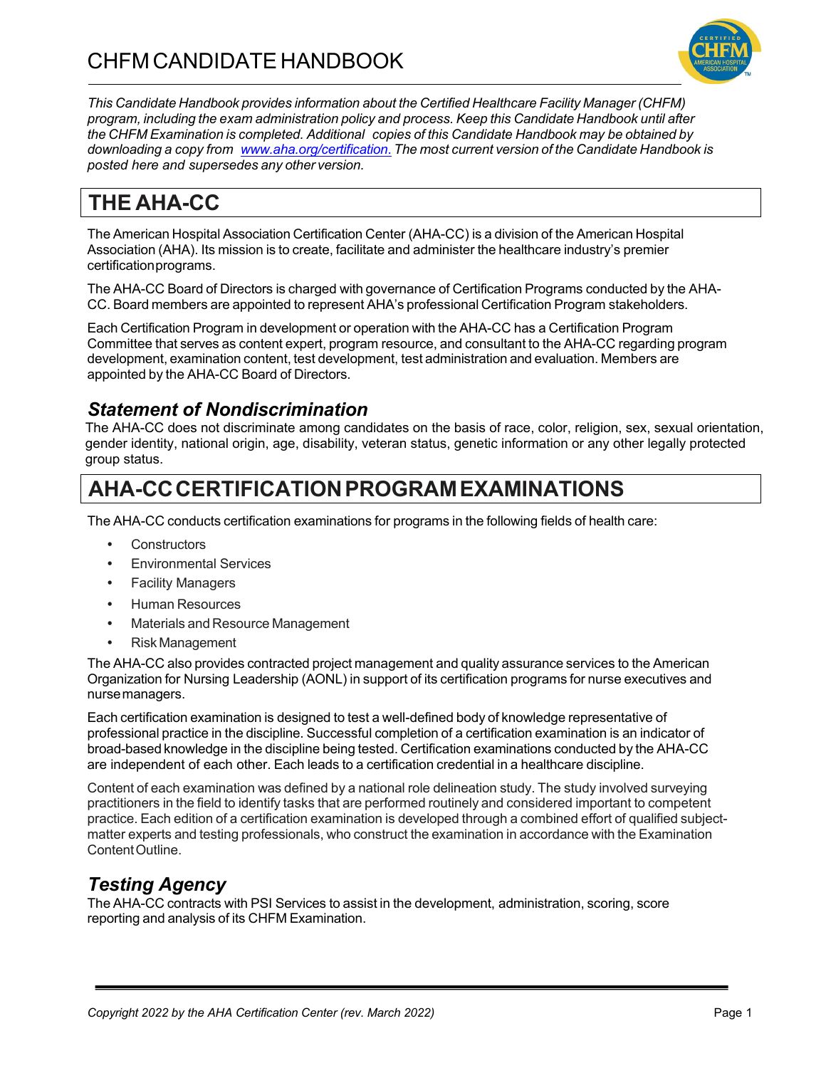# CHFM CANDIDATE HANDBOOK

*This Candidate Handbook provides information about the Certified Healthcare Facility Manager (CHFM) program, including the exam administration policy and process. Keep this Candidate Handbook until after the CHFM Examination is completed. Additional copies of this Candidate Handbook may be obtained by downloading a copy from [www.aha.org/certification.](http://www.aha.org/certification) The most current version of the Candidate Handbook is posted here and supersedes any other version.*

## THE AHA-CC

The American Hospital Association Certification Center (AHA-CC) is a division of the American Hospital Association (AHA). Its mission is to create, facilitate and administer the healthcare industry's premier certification programs.

The AHA-CC Board of Directors is charged with governance of Certification Programs conducted by the AHA-CC. Board members are appointed to represent AHA's professional Certification Program stakeholders.

Each Certification Program in development or operation with the AHA-CC has a Certification Program Committee that serves as content expert, program resource, and consultant to the AHA-CC regarding program development, examination content, test development, test administration and evaluation. Members are appointed by the AHA-CC Board of Directors.

### *Statement of Nondiscrimination*

The AHA-CC does not discriminate among candidates on the basis of race, color, religion, sex, sexual orientation, gender identity, national origin, age, disability, veteran status, genetic information or any other legally protected group status.

## AHA-CC CERTIFICATION PROGRAM EXAMINATIONS

The AHA-CC conducts certification examinations for programs in the following fields of health care:

- Constructors
- Environmental Services
- Facility Managers
- Human Resources
- Materials and Resource Management
- Risk Management

The AHA-CC also provides contracted project management and quality assurance services to the American Organization for Nursing Leadership (AONL) in support of its certification programs for nurse executives and nurse managers.

Each certification examination is designed to test a well-defined body of knowledge representative of professional practice in the discipline. Successful completion of a certification examination is an indicator of broad-based knowledge in the discipline being tested. Certification examinations conducted by the AHA-CC are independent of each other. Each leads to a certification credential in a healthcare discipline.

Content of each examination was defined by a national role delineation study. The study involved surveying practitioners in the field to identify tasks that are performed routinely and considered important to competent practice. Each edition of a certification examination is developed through a combined effort of qualified subject-matter experts and testing professionals, who construct the examination in accordance with the Examination Content Outline.

### *Testing Agency*

The AHA-CC contracts with PSI Services to assist in the development, administration, scoring, score reporting and analysis of its CHFM Examination.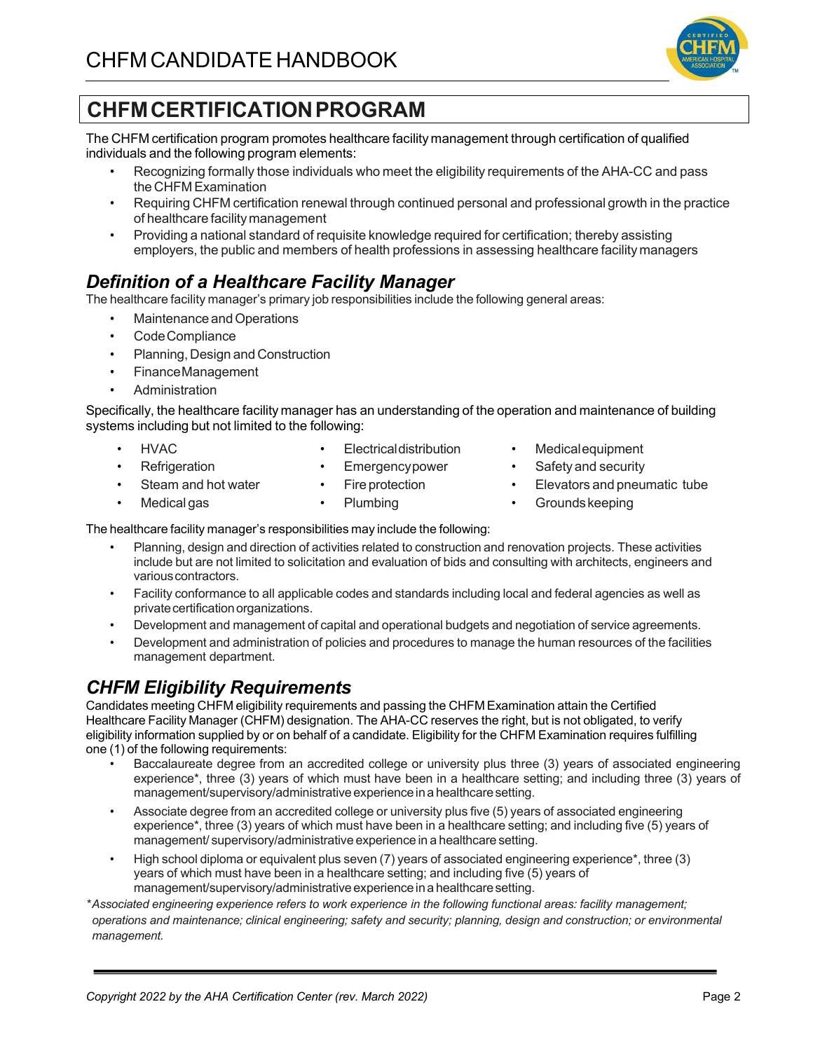# CHFM CERTIFICATION PROGRAM

The CHFM certification program promotes healthcare facility management through certification of qualified individuals and the following program elements:

- Recognizing formally those individuals who meet the eligibility requirements of the AHA-CC and pass the CHFM Examination
- Requiring CHFM certification renewal through continued personal and professional growth in the practice of healthcare facility management
- Providing a national standard of requisite knowledge required for certification; thereby assisting employers, the public and members of health professions in assessing healthcare facility managers

## *Definition of a Healthcare Facility Manager*

The healthcare facility manager's primary job responsibilities include the following general areas:

- Maintenance and Operations
- Code Compliance
- Planning, Design and Construction
- Finance Management
- Administration

Specifically, the healthcare facility manager has an understanding of the operation and maintenance of building systems including but not limited to the following:

- HVAC
- Refrigeration
- Steam and hot water
- Medical gas
- Electrical distribution
- Emergency power
- Fire protection
- Plumbing
- Medical equipment
- Safety and security
- Elevators and pneumatic tube
- Grounds keeping

The healthcare facility manager's responsibilities may include the following:

- Planning, design and direction of activities related to construction and renovation projects. These activities include but are not limited to solicitation and evaluation of bids and consulting with architects, engineers and various contractors.
- Facility conformance to all applicable codes and standards including local and federal agencies as well as private certification organizations.
- Development and management of capital and operational budgets and negotiation of service agreements.
- Development and administration of policies and procedures to manage the human resources of the facilities management department.

## *CHFM Eligibility Requirements*

Candidates meeting CHFM eligibility requirements and passing the CHFM Examination attain the Certified Healthcare Facility Manager (CHFM) designation. The AHA-CC reserves the right, but is not obligated, to verify eligibility information supplied by or on behalf of a candidate. Eligibility for the CHFM Examination requires fulfilling one (1) of the following requirements:

- Baccalaureate degree from an accredited college or university plus three (3) years of associated engineering experience*, three (3) years of which must have been in a healthcare setting; and including three (3) years of management/supervisory/administrative experience in a healthcare setting.
- Associate degree from an accredited college or university plus five (5) years of associated engineering experience*, three (3) years of which must have been in a healthcare setting; and including five (5) years of management/ supervisory/administrative experience in a healthcare setting.
- High school diploma or equivalent plus seven (7) years of associated engineering experience*, three (3) years of which must have been in a healthcare setting; and including five (5) years of management/supervisory/administrative experience in a healthcare setting.

**Associated engineering experience refers to work experience in the following functional areas: facility management; operations and maintenance; clinical engineering; safety and security; planning, design and construction; or environmental management.*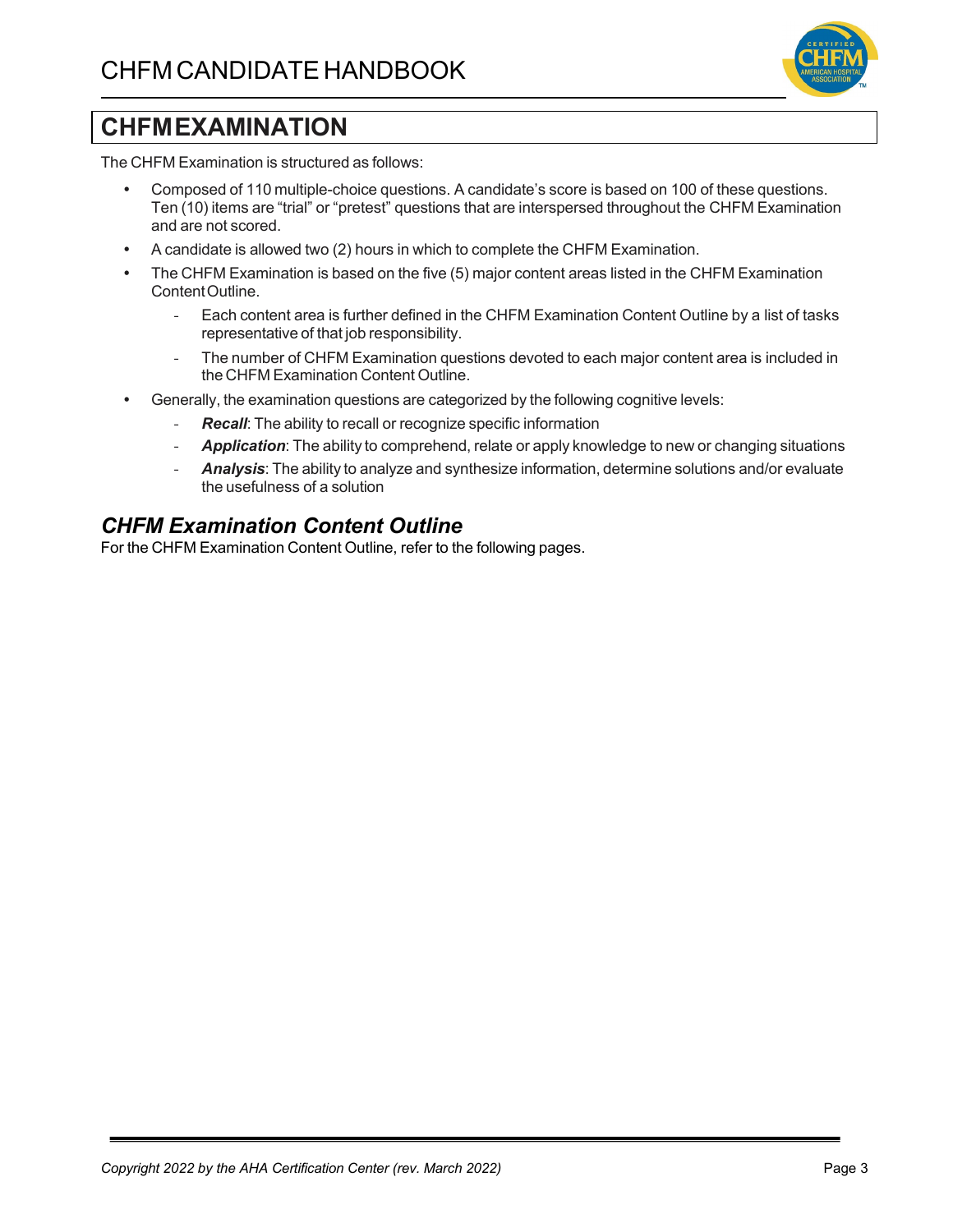## CHFM EXAMINATION

The CHFM Examination is structured as follows:

- Composed of 110 multiple-choice questions. A candidate's score is based on 100 of these questions. Ten (10) items are "trial" or "pretest" questions that are interspersed throughout the CHFM Examination and are not scored.
- A candidate is allowed two (2) hours in which to complete the CHFM Examination.
- The CHFM Examination is based on the five (5) major content areas listed in the CHFM Examination Content Outline.
  - Each content area is further defined in the CHFM Examination Content Outline by a list of tasks representative of that job responsibility.
  - The number of CHFM Examination questions devoted to each major content area is included in the CHFM Examination Content Outline.
- Generally, the examination questions are categorized by the following cognitive levels:
  - ***Recall***: The ability to recall or recognize specific information
  - ***Application***: The ability to comprehend, relate or apply knowledge to new or changing situations
  - ***Analysis***: The ability to analyze and synthesize information, determine solutions and/or evaluate the usefulness of a solution

### *CHFM Examination Content Outline*

For the CHFM Examination Content Outline, refer to the following pages.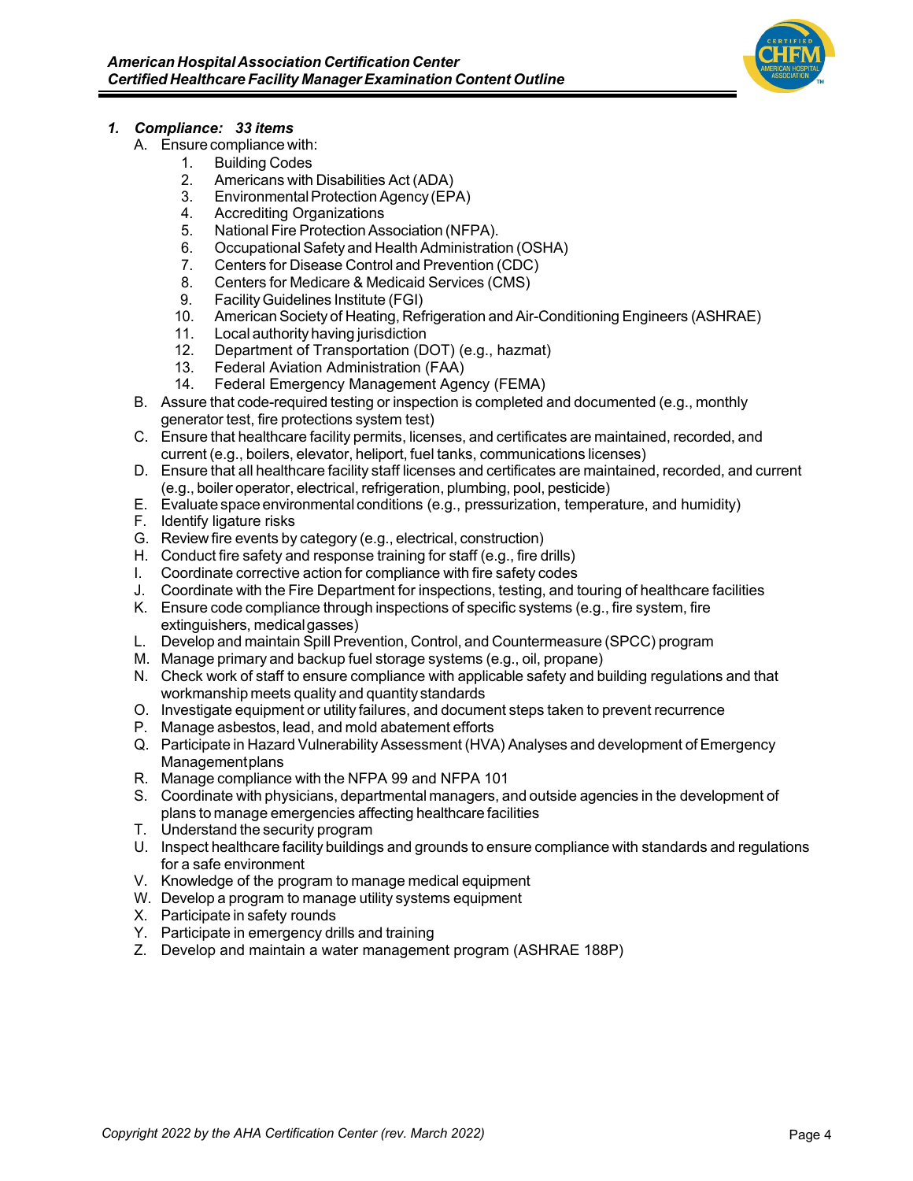## *1. Compliance: 33 items*

A. Ensure compliance with:
   1. Building Codes
   2. Americans with Disabilities Act (ADA)
   3. Environmental Protection Agency (EPA)
   4. Accrediting Organizations
   5. National Fire Protection Association (NFPA).
   6. Occupational Safety and Health Administration (OSHA)
   7. Centers for Disease Control and Prevention (CDC)
   8. Centers for Medicare & Medicaid Services (CMS)
   9. Facility Guidelines Institute (FGI)
   10. American Society of Heating, Refrigeration and Air-Conditioning Engineers (ASHRAE)
   11. Local authority having jurisdiction
   12. Department of Transportation (DOT) (e.g., hazmat)
   13. Federal Aviation Administration (FAA)
   14. Federal Emergency Management Agency (FEMA)

B. Assure that code-required testing or inspection is completed and documented (e.g., monthly generator test, fire protections system test)

C. Ensure that healthcare facility permits, licenses, and certificates are maintained, recorded, and current (e.g., boilers, elevator, heliport, fuel tanks, communications licenses)

D. Ensure that all healthcare facility staff licenses and certificates are maintained, recorded, and current (e.g., boiler operator, electrical, refrigeration, plumbing, pool, pesticide)

E. Evaluate space environmental conditions (e.g., pressurization, temperature, and humidity)

F. Identify ligature risks

G. Review fire events by category (e.g., electrical, construction)

H. Conduct fire safety and response training for staff (e.g., fire drills)

I. Coordinate corrective action for compliance with fire safety codes

J. Coordinate with the Fire Department for inspections, testing, and touring of healthcare facilities

K. Ensure code compliance through inspections of specific systems (e.g., fire system, fire extinguishers, medical gasses)

L. Develop and maintain Spill Prevention, Control, and Countermeasure (SPCC) program

M. Manage primary and backup fuel storage systems (e.g., oil, propane)

N. Check work of staff to ensure compliance with applicable safety and building regulations and that workmanship meets quality and quantity standards

O. Investigate equipment or utility failures, and document steps taken to prevent recurrence

P. Manage asbestos, lead, and mold abatement efforts

Q. Participate in Hazard Vulnerability Assessment (HVA) Analyses and development of Emergency Management plans

R. Manage compliance with the NFPA 99 and NFPA 101

S. Coordinate with physicians, departmental managers, and outside agencies in the development of plans to manage emergencies affecting healthcare facilities

T. Understand the security program

U. Inspect healthcare facility buildings and grounds to ensure compliance with standards and regulations for a safe environment

V. Knowledge of the program to manage medical equipment

W. Develop a program to manage utility systems equipment

X. Participate in safety rounds

Y. Participate in emergency drills and training

Z. Develop and maintain a water management program (ASHRAE 188P)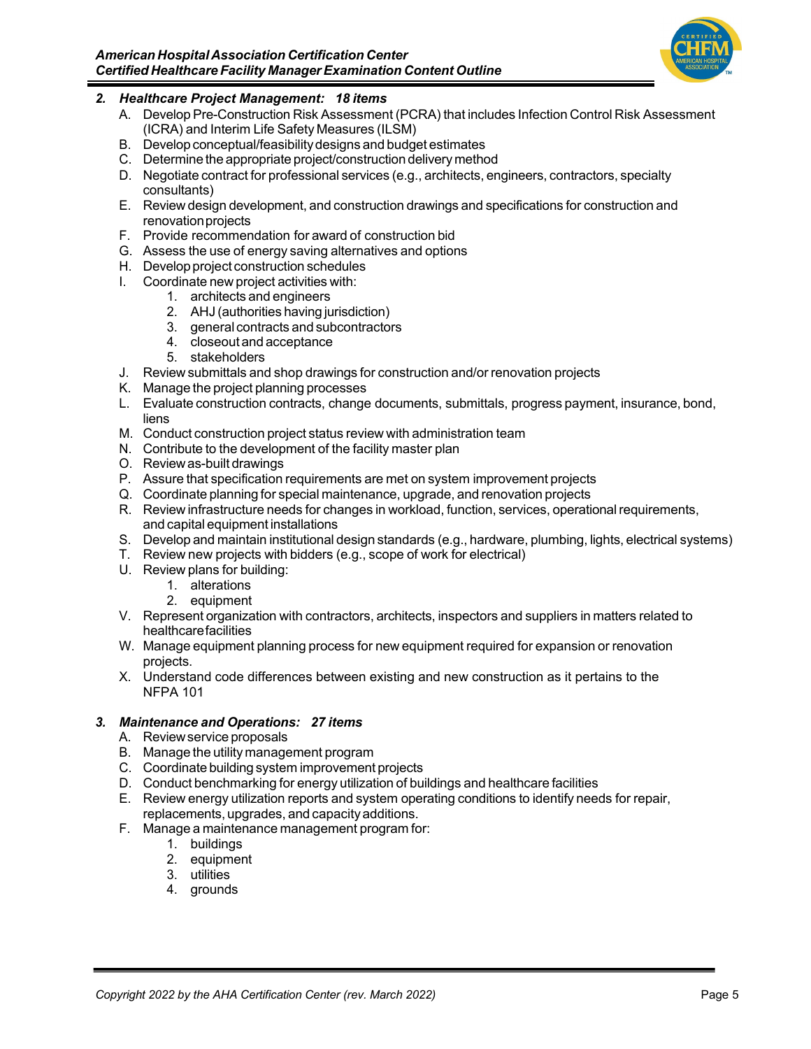### *2. Healthcare Project Management: 18 items*

A. Develop Pre-Construction Risk Assessment (PCRA) that includes Infection Control Risk Assessment (ICRA) and Interim Life Safety Measures (ILSM)
B. Develop conceptual/feasibility designs and budget estimates
C. Determine the appropriate project/construction delivery method
D. Negotiate contract for professional services (e.g., architects, engineers, contractors, specialty consultants)
E. Review design development, and construction drawings and specifications for construction and renovation projects
F. Provide recommendation for award of construction bid
G. Assess the use of energy saving alternatives and options
H. Develop project construction schedules
I. Coordinate new project activities with:
  1. architects and engineers
  2. AHJ (authorities having jurisdiction)
  3. general contracts and subcontractors
  4. closeout and acceptance
  5. stakeholders
J. Review submittals and shop drawings for construction and/or renovation projects
K. Manage the project planning processes
L. Evaluate construction contracts, change documents, submittals, progress payment, insurance, bond, liens
M. Conduct construction project status review with administration team
N. Contribute to the development of the facility master plan
O. Review as-built drawings
P. Assure that specification requirements are met on system improvement projects
Q. Coordinate planning for special maintenance, upgrade, and renovation projects
R. Review infrastructure needs for changes in workload, function, services, operational requirements, and capital equipment installations
S. Develop and maintain institutional design standards (e.g., hardware, plumbing, lights, electrical systems)
T. Review new projects with bidders (e.g., scope of work for electrical)
U. Review plans for building:
  1. alterations
  2. equipment
V. Represent organization with contractors, architects, inspectors and suppliers in matters related to healthcare facilities
W. Manage equipment planning process for new equipment required for expansion or renovation projects.
X. Understand code differences between existing and new construction as it pertains to the NFPA 101

### *3. Maintenance and Operations: 27 items*

A. Review service proposals
B. Manage the utility management program
C. Coordinate building system improvement projects
D. Conduct benchmarking for energy utilization of buildings and healthcare facilities
E. Review energy utilization reports and system operating conditions to identify needs for repair, replacements, upgrades, and capacity additions.
F. Manage a maintenance management program for:
  1. buildings
  2. equipment
  3. utilities
  4. grounds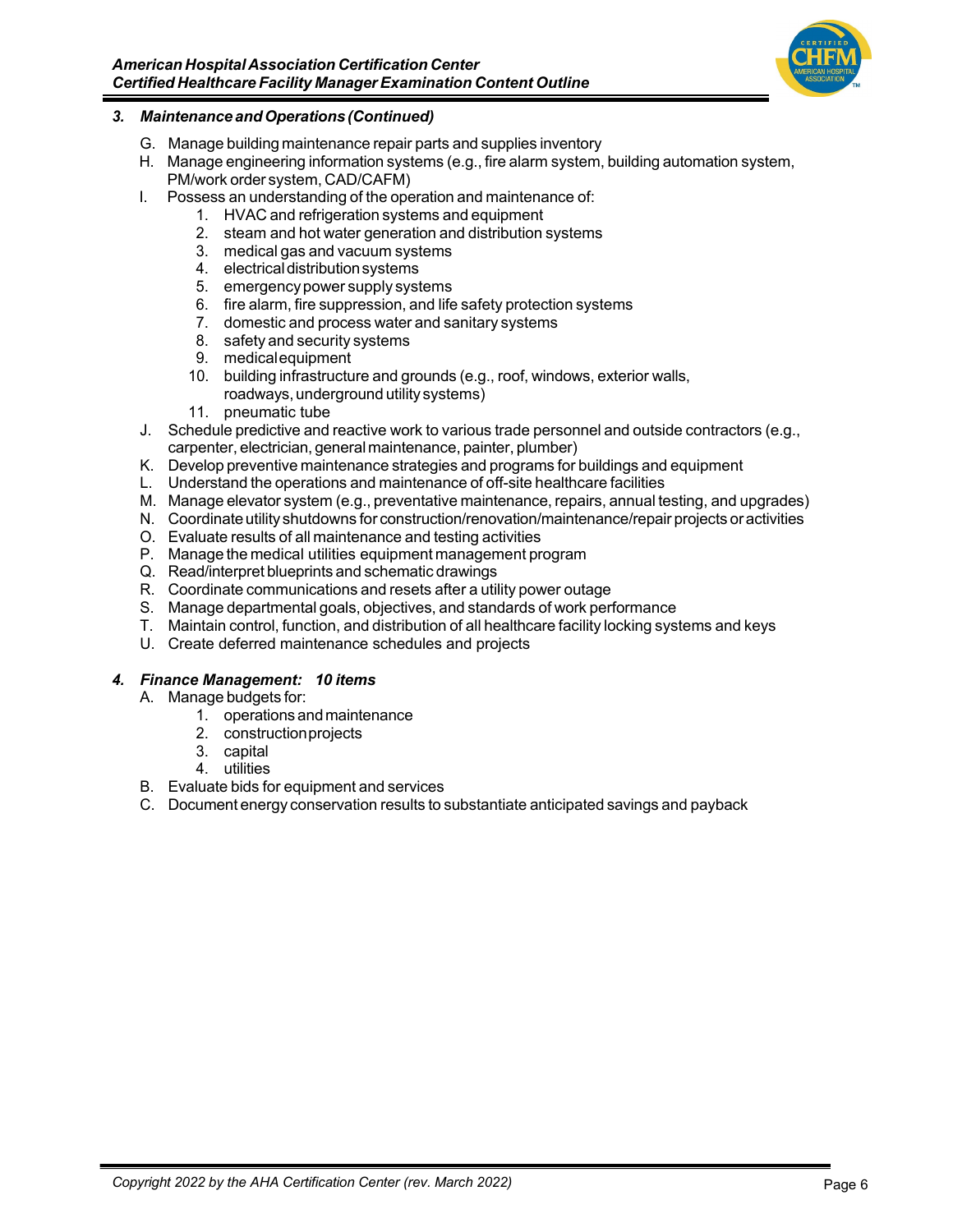### *3. Maintenance and Operations (Continued)*

G. Manage building maintenance repair parts and supplies inventory

H. Manage engineering information systems (e.g., fire alarm system, building automation system, PM/work order system, CAD/CAFM)

I. Possess an understanding of the operation and maintenance of:
   1. HVAC and refrigeration systems and equipment
   2. steam and hot water generation and distribution systems
   3. medical gas and vacuum systems
   4. electrical distribution systems
   5. emergency power supply systems
   6. fire alarm, fire suppression, and life safety protection systems
   7. domestic and process water and sanitary systems
   8. safety and security systems
   9. medical equipment
   10. building infrastructure and grounds (e.g., roof, windows, exterior walls, roadways, underground utility systems)
   11. pneumatic tube

J. Schedule predictive and reactive work to various trade personnel and outside contractors (e.g., carpenter, electrician, general maintenance, painter, plumber)

K. Develop preventive maintenance strategies and programs for buildings and equipment

L. Understand the operations and maintenance of off-site healthcare facilities

M. Manage elevator system (e.g., preventative maintenance, repairs, annual testing, and upgrades)

N. Coordinate utility shutdowns for construction/renovation/maintenance/repair projects or activities

O. Evaluate results of all maintenance and testing activities

P. Manage the medical utilities equipment management program

Q. Read/interpret blueprints and schematic drawings

R. Coordinate communications and resets after a utility power outage

S. Manage departmental goals, objectives, and standards of work performance

T. Maintain control, function, and distribution of all healthcare facility locking systems and keys

U. Create deferred maintenance schedules and projects

### *4. Finance Management: 10 items*

A. Manage budgets for:
   1. operations and maintenance
   2. construction projects
   3. capital
   4. utilities

B. Evaluate bids for equipment and services

C. Document energy conservation results to substantiate anticipated savings and payback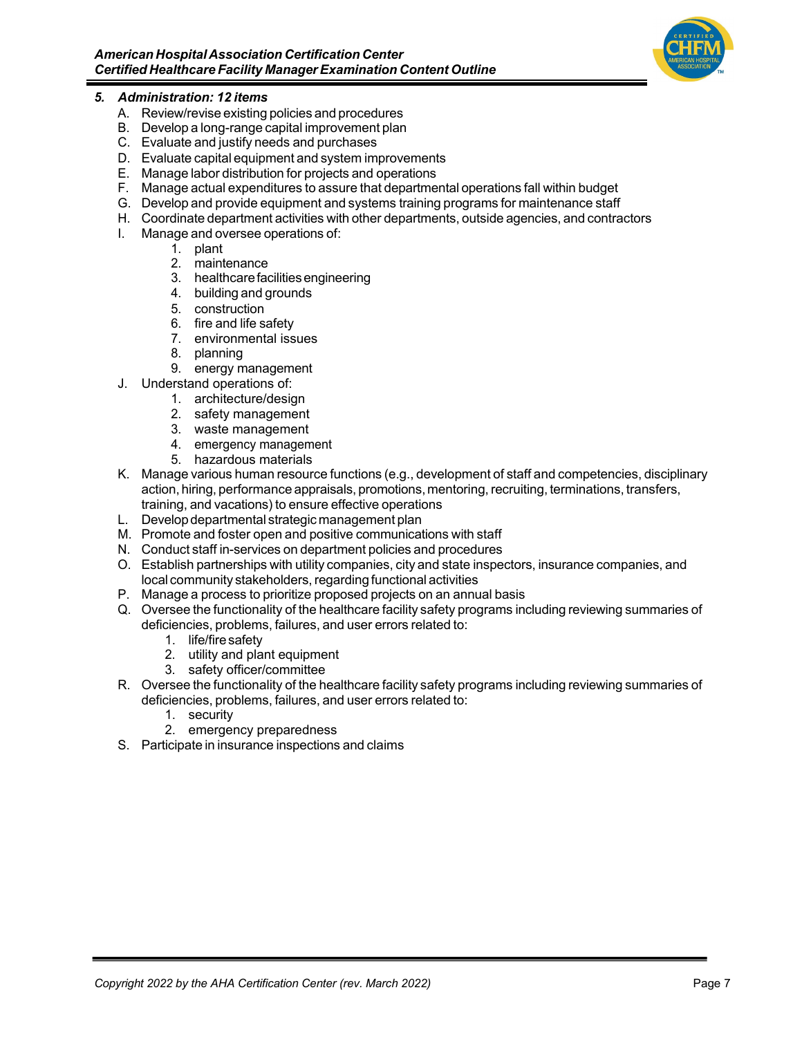### *5. Administration: 12 items*

A. Review/revise existing policies and procedures
B. Develop a long-range capital improvement plan
C. Evaluate and justify needs and purchases
D. Evaluate capital equipment and system improvements
E. Manage labor distribution for projects and operations
F. Manage actual expenditures to assure that departmental operations fall within budget
G. Develop and provide equipment and systems training programs for maintenance staff
H. Coordinate department activities with other departments, outside agencies, and contractors
I. Manage and oversee operations of:
    1. plant
    2. maintenance
    3. healthcare facilities engineering
    4. building and grounds
    5. construction
    6. fire and life safety
    7. environmental issues
    8. planning
    9. energy management
J. Understand operations of:
    1. architecture/design
    2. safety management
    3. waste management
    4. emergency management
    5. hazardous materials
K. Manage various human resource functions (e.g., development of staff and competencies, disciplinary action, hiring, performance appraisals, promotions, mentoring, recruiting, terminations, transfers, training, and vacations) to ensure effective operations
L. Develop departmental strategic management plan
M. Promote and foster open and positive communications with staff
N. Conduct staff in-services on department policies and procedures
O. Establish partnerships with utility companies, city and state inspectors, insurance companies, and local community stakeholders, regarding functional activities
P. Manage a process to prioritize proposed projects on an annual basis
Q. Oversee the functionality of the healthcare facility safety programs including reviewing summaries of deficiencies, problems, failures, and user errors related to:
    1. life/fire safety
    2. utility and plant equipment
    3. safety officer/committee
R. Oversee the functionality of the healthcare facility safety programs including reviewing summaries of deficiencies, problems, failures, and user errors related to:
    1. security
    2. emergency preparedness
S. Participate in insurance inspections and claims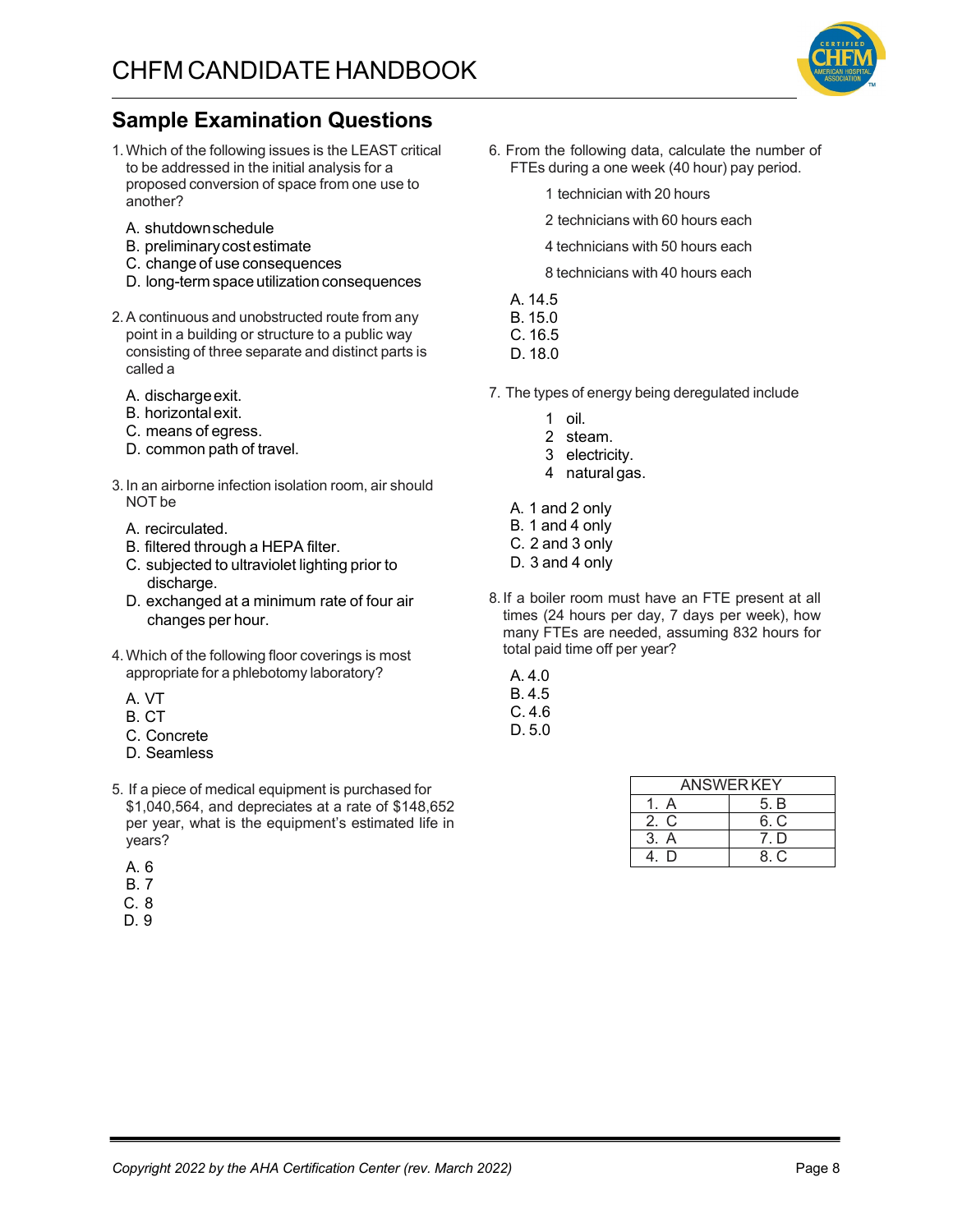## Sample Examination Questions

1. Which of the following issues is the LEAST critical to be addressed in the initial analysis for a proposed conversion of space from one use to another?

   A. shutdown schedule
   B. preliminary cost estimate
   C. change of use consequences
   D. long-term space utilization consequences

2. A continuous and unobstructed route from any point in a building or structure to a public way consisting of three separate and distinct parts is called a

   A. discharge exit.
   B. horizontal exit.
   C. means of egress.
   D. common path of travel.

3. In an airborne infection isolation room, air should NOT be

   A. recirculated.
   B. filtered through a HEPA filter.
   C. subjected to ultraviolet lighting prior to discharge.
   D. exchanged at a minimum rate of four air changes per hour.

4. Which of the following floor coverings is most appropriate for a phlebotomy laboratory?

   A. VT
   B. CT
   C. Concrete
   D. Seamless

5. If a piece of medical equipment is purchased for $1,040,564, and depreciates at a rate of $148,652 per year, what is the equipment's estimated life in years?

   A. 6
   B. 7
   C. 8
   D. 9

6. From the following data, calculate the number of FTEs during a one week (40 hour) pay period.

   1 technician with 20 hours
   2 technicians with 60 hours each
   4 technicians with 50 hours each
   8 technicians with 40 hours each

   A. 14.5
   B. 15.0
   C. 16.5
   D. 18.0

7. The types of energy being deregulated include

   1 oil.
   2 steam.
   3 electricity.
   4 natural gas.

   A. 1 and 2 only
   B. 1 and 4 only
   C. 2 and 3 only
   D. 3 and 4 only

8. If a boiler room must have an FTE present at all times (24 hours per day, 7 days per week), how many FTEs are needed, assuming 832 hours for total paid time off per year?

   A. 4.0
   B. 4.5
   C. 4.6
   D. 5.0

| ANSWER KEY | |
|---|---|
| 1. A | 5. B |
| 2. C | 6. C |
| 3. A | 7. D |
| 4. D | 8. C |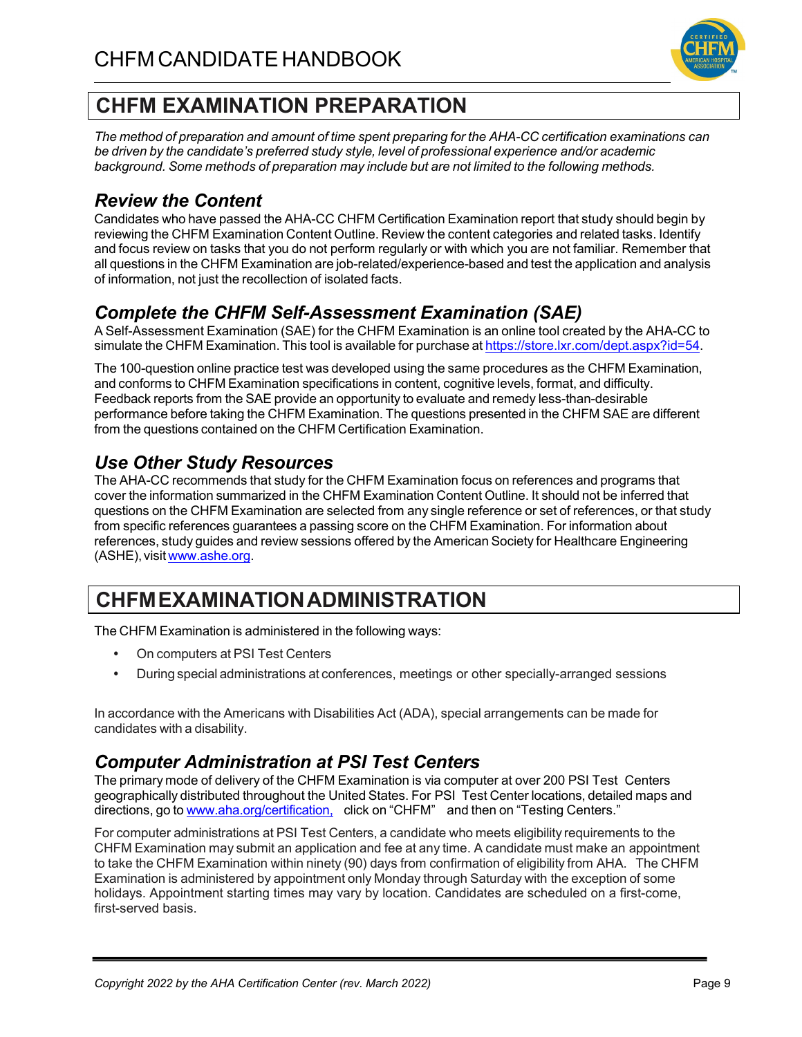## CHFM EXAMINATION PREPARATION

*The method of preparation and amount of time spent preparing for the AHA-CC certification examinations can be driven by the candidate's preferred study style, level of professional experience and/or academic background. Some methods of preparation may include but are not limited to the following methods.*

### *Review the Content*

Candidates who have passed the AHA-CC CHFM Certification Examination report that study should begin by reviewing the CHFM Examination Content Outline. Review the content categories and related tasks. Identify and focus review on tasks that you do not perform regularly or with which you are not familiar. Remember that all questions in the CHFM Examination are job-related/experience-based and test the application and analysis of information, not just the recollection of isolated facts.

### *Complete the CHFM Self-Assessment Examination (SAE)*

A Self-Assessment Examination (SAE) for the CHFM Examination is an online tool created by the AHA-CC to simulate the CHFM Examination. This tool is available for purchase at https://store.lxr.com/dept.aspx?id=54.

The 100-question online practice test was developed using the same procedures as the CHFM Examination, and conforms to CHFM Examination specifications in content, cognitive levels, format, and difficulty. Feedback reports from the SAE provide an opportunity to evaluate and remedy less-than-desirable performance before taking the CHFM Examination. The questions presented in the CHFM SAE are different from the questions contained on the CHFM Certification Examination.

### *Use Other Study Resources*

The AHA-CC recommends that study for the CHFM Examination focus on references and programs that cover the information summarized in the CHFM Examination Content Outline. It should not be inferred that questions on the CHFM Examination are selected from any single reference or set of references, or that study from specific references guarantees a passing score on the CHFM Examination. For information about references, study guides and review sessions offered by the American Society for Healthcare Engineering (ASHE), visit www.ashe.org.

## CHFM EXAMINATION ADMINISTRATION

The CHFM Examination is administered in the following ways:

- On computers at PSI Test Centers
- During special administrations at conferences, meetings or other specially-arranged sessions

In accordance with the Americans with Disabilities Act (ADA), special arrangements can be made for candidates with a disability.

### *Computer Administration at PSI Test Centers*

The primary mode of delivery of the CHFM Examination is via computer at over 200 PSI Test Centers geographically distributed throughout the United States. For PSI Test Center locations, detailed maps and directions, go to www.aha.org/certification, click on "CHFM" and then on "Testing Centers."

For computer administrations at PSI Test Centers, a candidate who meets eligibility requirements to the CHFM Examination may submit an application and fee at any time. A candidate must make an appointment to take the CHFM Examination within ninety (90) days from confirmation of eligibility from AHA. The CHFM Examination is administered by appointment only Monday through Saturday with the exception of some holidays. Appointment starting times may vary by location. Candidates are scheduled on a first-come, first-served basis.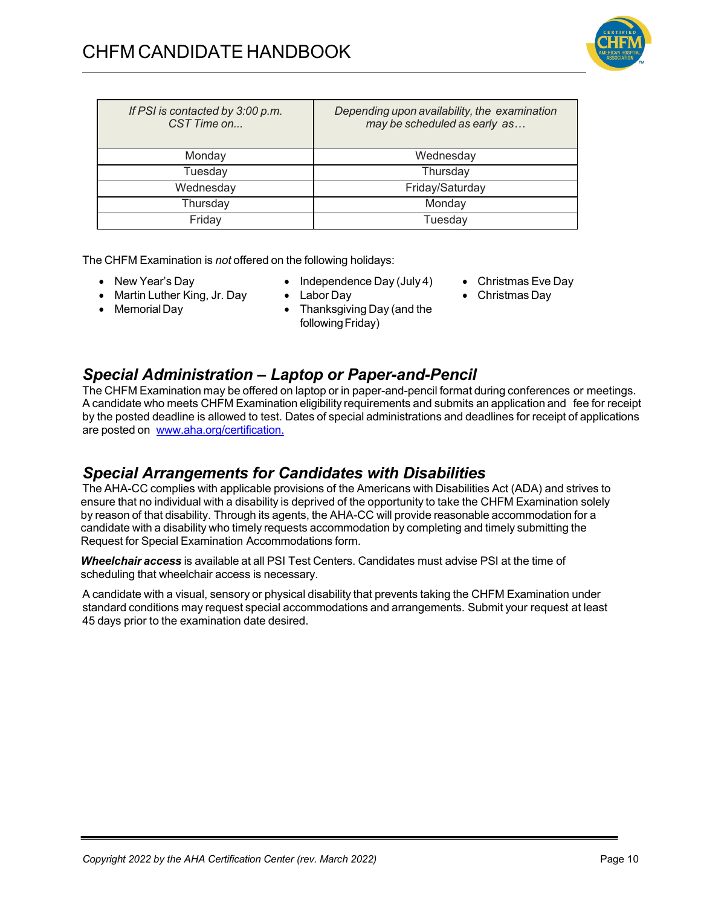| *If PSI is contacted by 3:00 p.m. CST Time on...* | *Depending upon availability, the examination may be scheduled as early as…* |
|---|---|
| Monday | Wednesday |
| Tuesday | Thursday |
| Wednesday | Friday/Saturday |
| Thursday | Monday |
| Friday | Tuesday |

The CHFM Examination is *not* offered on the following holidays:

- New Year's Day
- Martin Luther King, Jr. Day
- Memorial Day
- Independence Day (July 4)
- Labor Day
- Thanksgiving Day (and the following Friday)
- Christmas Eve Day
- Christmas Day

## *Special Administration – Laptop or Paper-and-Pencil*

The CHFM Examination may be offered on laptop or in paper-and-pencil format during conferences or meetings. A candidate who meets CHFM Examination eligibility requirements and submits an application and fee for receipt by the posted deadline is allowed to test. Dates of special administrations and deadlines for receipt of applications are posted on www.aha.org/certification.

## *Special Arrangements for Candidates with Disabilities*

The AHA-CC complies with applicable provisions of the Americans with Disabilities Act (ADA) and strives to ensure that no individual with a disability is deprived of the opportunity to take the CHFM Examination solely by reason of that disability. Through its agents, the AHA-CC will provide reasonable accommodation for a candidate with a disability who timely requests accommodation by completing and timely submitting the Request for Special Examination Accommodations form.

***Wheelchair access*** is available at all PSI Test Centers. Candidates must advise PSI at the time of scheduling that wheelchair access is necessary.

A candidate with a visual, sensory or physical disability that prevents taking the CHFM Examination under standard conditions may request special accommodations and arrangements. Submit your request at least 45 days prior to the examination date desired.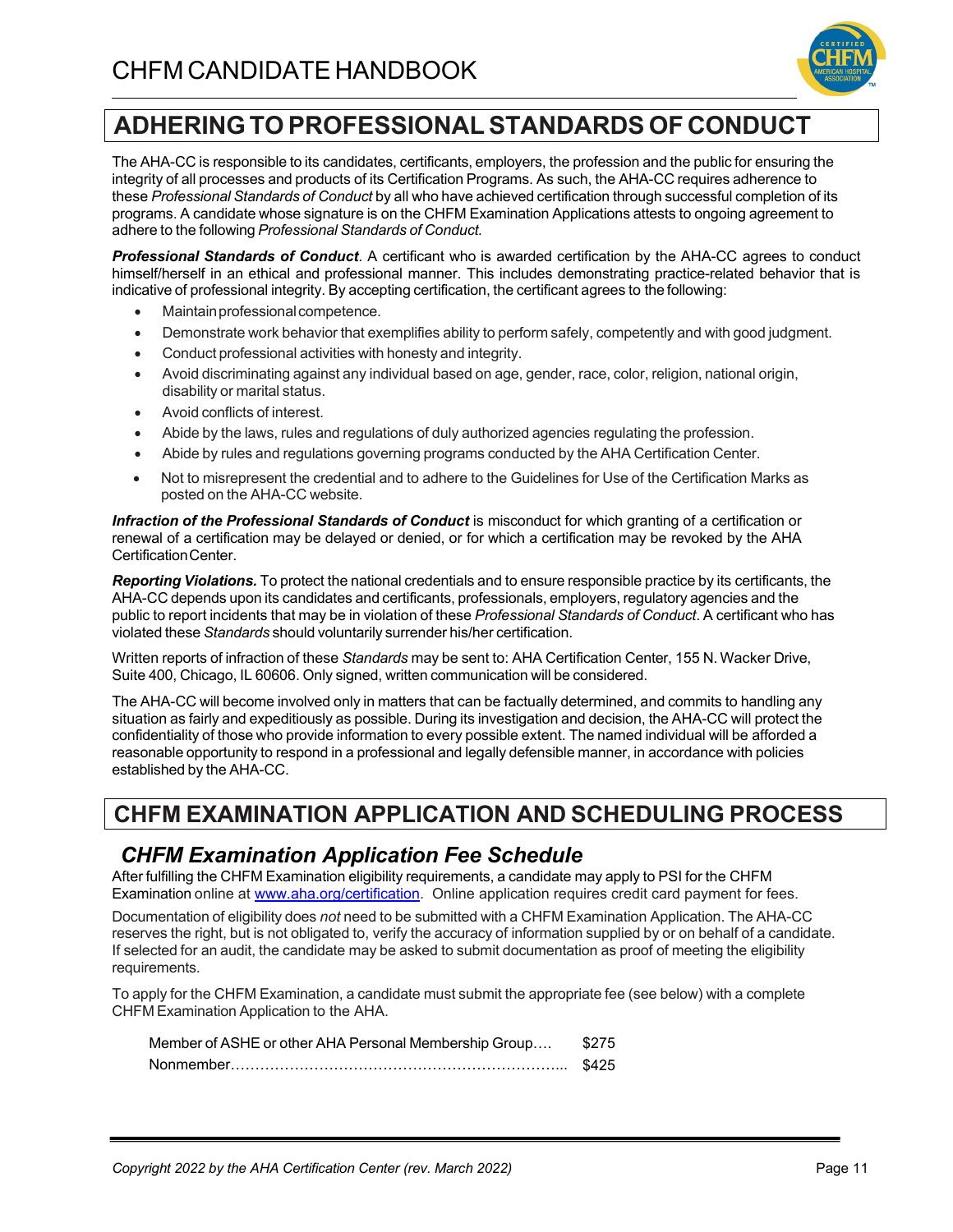## ADHERING TO PROFESSIONAL STANDARDS OF CONDUCT

The AHA-CC is responsible to its candidates, certificants, employers, the profession and the public for ensuring the integrity of all processes and products of its Certification Programs. As such, the AHA-CC requires adherence to these *Professional Standards of Conduct* by all who have achieved certification through successful completion of its programs. A candidate whose signature is on the CHFM Examination Applications attests to ongoing agreement to adhere to the following *Professional Standards of Conduct.*

***Professional Standards of Conduct***. A certificant who is awarded certification by the AHA-CC agrees to conduct himself/herself in an ethical and professional manner. This includes demonstrating practice-related behavior that is indicative of professional integrity. By accepting certification, the certificant agrees to the following:

- Maintain professional competence.
- Demonstrate work behavior that exemplifies ability to perform safely, competently and with good judgment.
- Conduct professional activities with honesty and integrity.
- Avoid discriminating against any individual based on age, gender, race, color, religion, national origin, disability or marital status.
- Avoid conflicts of interest.
- Abide by the laws, rules and regulations of duly authorized agencies regulating the profession.
- Abide by rules and regulations governing programs conducted by the AHA Certification Center.
- Not to misrepresent the credential and to adhere to the Guidelines for Use of the Certification Marks as posted on the AHA-CC website.

***Infraction of the Professional Standards of Conduct*** is misconduct for which granting of a certification or renewal of a certification may be delayed or denied, or for which a certification may be revoked by the AHA Certification Center.

***Reporting Violations.*** To protect the national credentials and to ensure responsible practice by its certificants, the AHA-CC depends upon its candidates and certificants, professionals, employers, regulatory agencies and the public to report incidents that may be in violation of these *Professional Standards of Conduct*. A certificant who has violated these *Standards* should voluntarily surrender his/her certification.

Written reports of infraction of these *Standards* may be sent to: AHA Certification Center, 155 N. Wacker Drive, Suite 400, Chicago, IL 60606. Only signed, written communication will be considered.

The AHA-CC will become involved only in matters that can be factually determined, and commits to handling any situation as fairly and expeditiously as possible. During its investigation and decision, the AHA-CC will protect the confidentiality of those who provide information to every possible extent. The named individual will be afforded a reasonable opportunity to respond in a professional and legally defensible manner, in accordance with policies established by the AHA-CC.

## CHFM EXAMINATION APPLICATION AND SCHEDULING PROCESS

### *CHFM Examination Application Fee Schedule*

After fulfilling the CHFM Examination eligibility requirements, a candidate may apply to PSI for the CHFM Examination online at [www.aha.org/certification](www.aha.org/certification). Online application requires credit card payment for fees.

Documentation of eligibility does *not* need to be submitted with a CHFM Examination Application. The AHA-CC reserves the right, but is not obligated to, verify the accuracy of information supplied by or on behalf of a candidate. If selected for an audit, the candidate may be asked to submit documentation as proof of meeting the eligibility requirements.

To apply for the CHFM Examination, a candidate must submit the appropriate fee (see below) with a complete CHFM Examination Application to the AHA.

| | |
|---|---|
| Member of ASHE or other AHA Personal Membership Group…. | $275 |
| Nonmember…………………………………………………………... | $425 |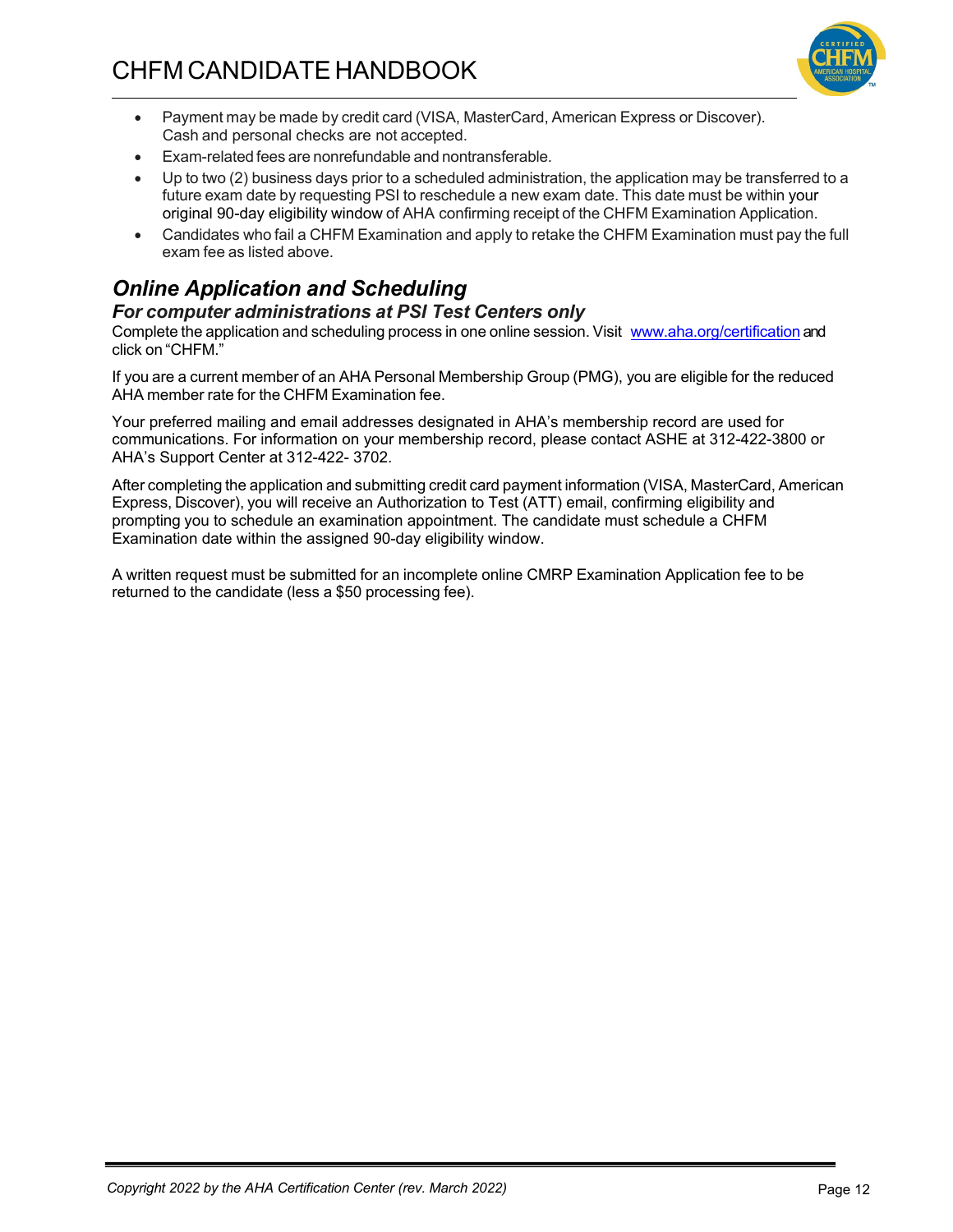- Payment may be made by credit card (VISA, MasterCard, American Express or Discover). Cash and personal checks are not accepted.
- Exam-related fees are nonrefundable and nontransferable.
- Up to two (2) business days prior to a scheduled administration, the application may be transferred to a future exam date by requesting PSI to reschedule a new exam date. This date must be within your original 90-day eligibility window of AHA confirming receipt of the CHFM Examination Application.
- Candidates who fail a CHFM Examination and apply to retake the CHFM Examination must pay the full exam fee as listed above.

## *Online Application and Scheduling*

### *For computer administrations at PSI Test Centers only*

Complete the application and scheduling process in one online session. Visit www.aha.org/certification and click on "CHFM."

If you are a current member of an AHA Personal Membership Group (PMG), you are eligible for the reduced AHA member rate for the CHFM Examination fee.

Your preferred mailing and email addresses designated in AHA's membership record are used for communications. For information on your membership record, please contact ASHE at 312-422-3800 or AHA's Support Center at 312-422- 3702.

After completing the application and submitting credit card payment information (VISA, MasterCard, American Express, Discover), you will receive an Authorization to Test (ATT) email, confirming eligibility and prompting you to schedule an examination appointment. The candidate must schedule a CHFM Examination date within the assigned 90-day eligibility window.

A written request must be submitted for an incomplete online CMRP Examination Application fee to be returned to the candidate (less a $50 processing fee).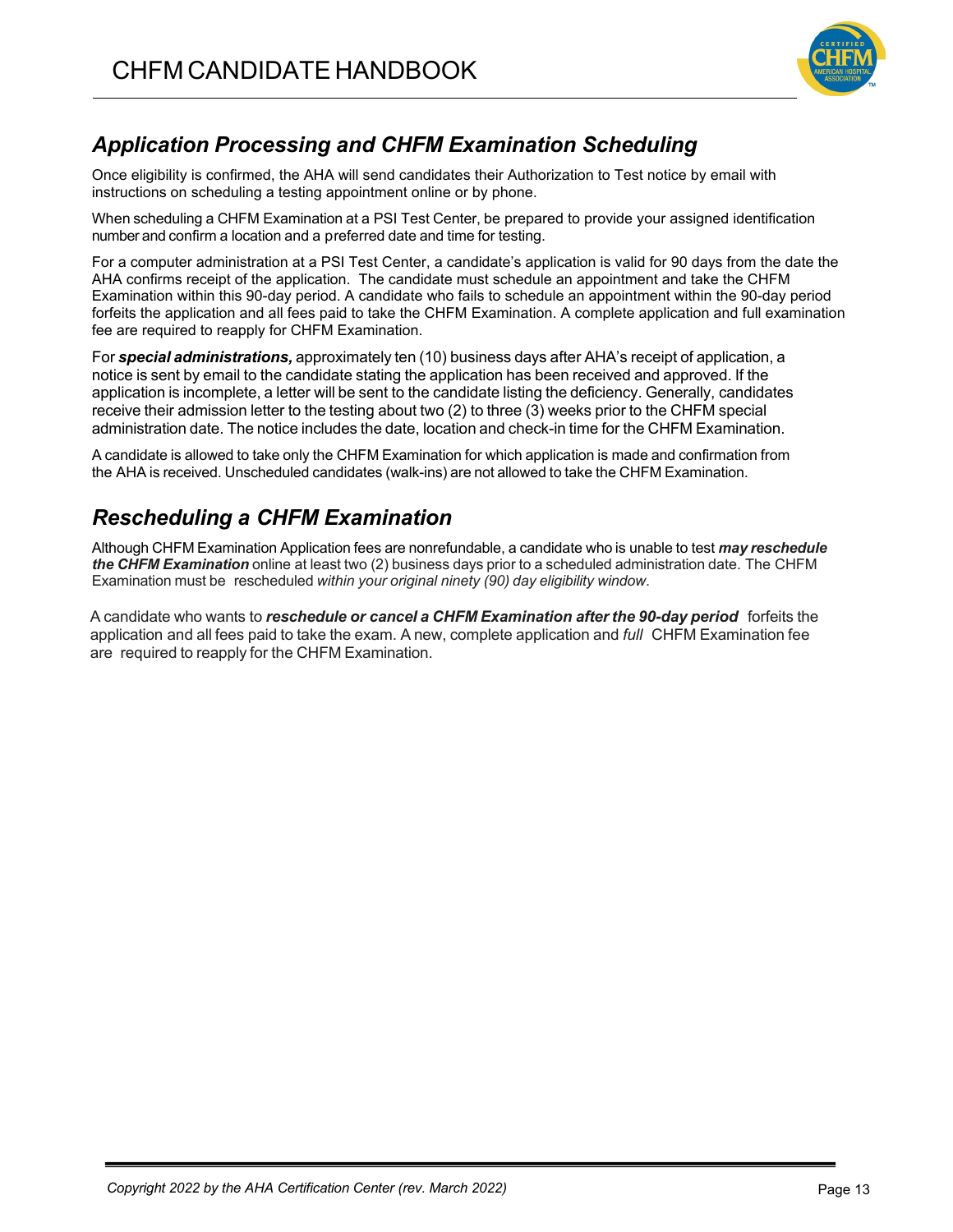## *Application Processing and CHFM Examination Scheduling*

Once eligibility is confirmed, the AHA will send candidates their Authorization to Test notice by email with instructions on scheduling a testing appointment online or by phone.

When scheduling a CHFM Examination at a PSI Test Center, be prepared to provide your assigned identification number and confirm a location and a preferred date and time for testing.

For a computer administration at a PSI Test Center, a candidate's application is valid for 90 days from the date the AHA confirms receipt of the application. The candidate must schedule an appointment and take the CHFM Examination within this 90-day period. A candidate who fails to schedule an appointment within the 90-day period forfeits the application and all fees paid to take the CHFM Examination. A complete application and full examination fee are required to reapply for CHFM Examination.

For ***special administrations,*** approximately ten (10) business days after AHA's receipt of application, a notice is sent by email to the candidate stating the application has been received and approved. If the application is incomplete, a letter will be sent to the candidate listing the deficiency. Generally, candidates receive their admission letter to the testing about two (2) to three (3) weeks prior to the CHFM special administration date. The notice includes the date, location and check-in time for the CHFM Examination.

A candidate is allowed to take only the CHFM Examination for which application is made and confirmation from the AHA is received. Unscheduled candidates (walk-ins) are not allowed to take the CHFM Examination.

## *Rescheduling a CHFM Examination*

Although CHFM Examination Application fees are nonrefundable, a candidate who is unable to test ***may reschedule the CHFM Examination*** online at least two (2) business days prior to a scheduled administration date. The CHFM Examination must be rescheduled *within your original ninety (90) day eligibility window*.

A candidate who wants to ***reschedule or cancel a CHFM Examination after the 90-day period*** forfeits the application and all fees paid to take the exam. A new, complete application and *full* CHFM Examination fee are required to reapply for the CHFM Examination.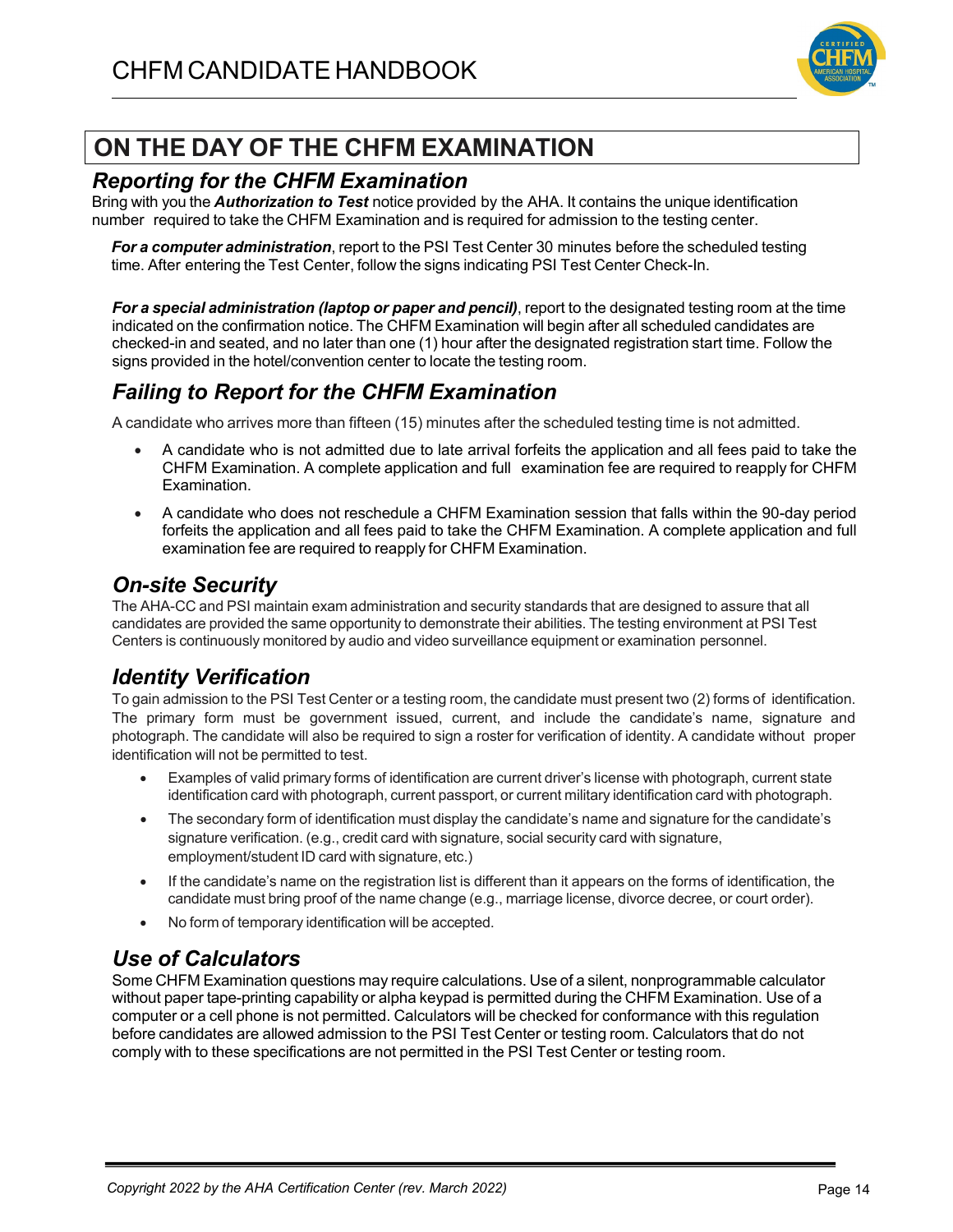## ON THE DAY OF THE CHFM EXAMINATION

### *Reporting for the CHFM Examination*

Bring with you the ***Authorization to Test*** notice provided by the AHA. It contains the unique identification number required to take the CHFM Examination and is required for admission to the testing center.

***For a computer administration***, report to the PSI Test Center 30 minutes before the scheduled testing time. After entering the Test Center, follow the signs indicating PSI Test Center Check-In.

***For a special administration (laptop or paper and pencil)***, report to the designated testing room at the time indicated on the confirmation notice. The CHFM Examination will begin after all scheduled candidates are checked-in and seated, and no later than one (1) hour after the designated registration start time. Follow the signs provided in the hotel/convention center to locate the testing room.

### *Failing to Report for the CHFM Examination*

A candidate who arrives more than fifteen (15) minutes after the scheduled testing time is not admitted.

- A candidate who is not admitted due to late arrival forfeits the application and all fees paid to take the CHFM Examination. A complete application and full examination fee are required to reapply for CHFM Examination.
- A candidate who does not reschedule a CHFM Examination session that falls within the 90-day period forfeits the application and all fees paid to take the CHFM Examination. A complete application and full examination fee are required to reapply for CHFM Examination.

### *On-site Security*

The AHA-CC and PSI maintain exam administration and security standards that are designed to assure that all candidates are provided the same opportunity to demonstrate their abilities. The testing environment at PSI Test Centers is continuously monitored by audio and video surveillance equipment or examination personnel.

### *Identity Verification*

To gain admission to the PSI Test Center or a testing room, the candidate must present two (2) forms of identification. The primary form must be government issued, current, and include the candidate's name, signature and photograph. The candidate will also be required to sign a roster for verification of identity. A candidate without proper identification will not be permitted to test.

- Examples of valid primary forms of identification are current driver's license with photograph, current state identification card with photograph, current passport, or current military identification card with photograph.
- The secondary form of identification must display the candidate's name and signature for the candidate's signature verification. (e.g., credit card with signature, social security card with signature, employment/student ID card with signature, etc.)
- If the candidate's name on the registration list is different than it appears on the forms of identification, the candidate must bring proof of the name change (e.g., marriage license, divorce decree, or court order).
- No form of temporary identification will be accepted.

### *Use of Calculators*

Some CHFM Examination questions may require calculations. Use of a silent, nonprogrammable calculator without paper tape-printing capability or alpha keypad is permitted during the CHFM Examination. Use of a computer or a cell phone is not permitted. Calculators will be checked for conformance with this regulation before candidates are allowed admission to the PSI Test Center or testing room. Calculators that do not comply with to these specifications are not permitted in the PSI Test Center or testing room.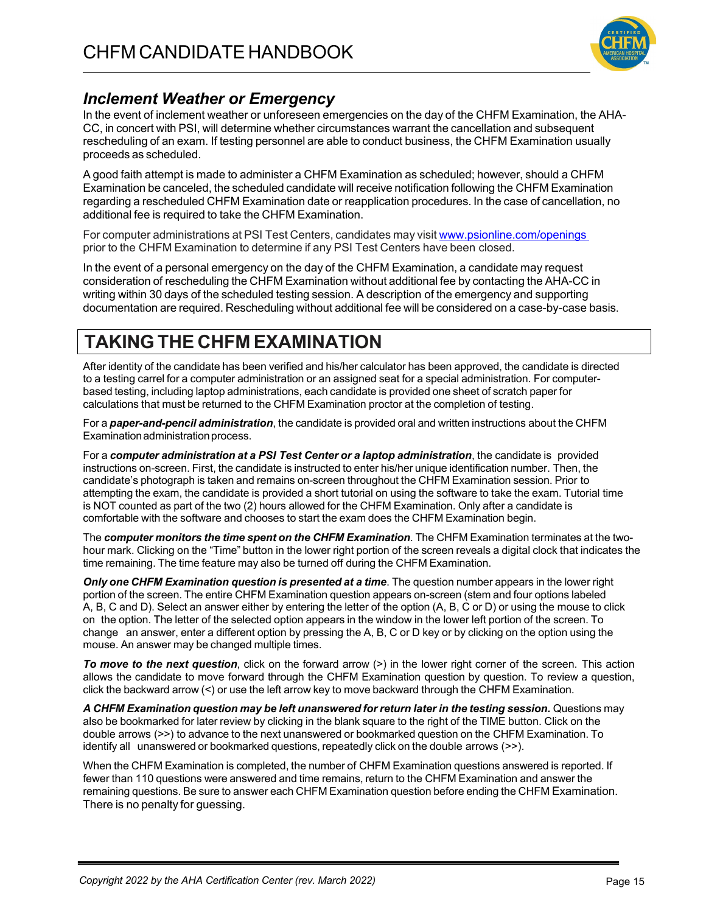### *Inclement Weather or Emergency*

In the event of inclement weather or unforeseen emergencies on the day of the CHFM Examination, the AHA-CC, in concert with PSI, will determine whether circumstances warrant the cancellation and subsequent rescheduling of an exam. If testing personnel are able to conduct business, the CHFM Examination usually proceeds as scheduled.

A good faith attempt is made to administer a CHFM Examination as scheduled; however, should a CHFM Examination be canceled, the scheduled candidate will receive notification following the CHFM Examination regarding a rescheduled CHFM Examination date or reapplication procedures. In the case of cancellation, no additional fee is required to take the CHFM Examination.

For computer administrations at PSI Test Centers, candidates may visit [www.psionline.com/openings](www.psionline.com/openings) prior to the CHFM Examination to determine if any PSI Test Centers have been closed.

In the event of a personal emergency on the day of the CHFM Examination, a candidate may request consideration of rescheduling the CHFM Examination without additional fee by contacting the AHA-CC in writing within 30 days of the scheduled testing session. A description of the emergency and supporting documentation are required. Rescheduling without additional fee will be considered on a case-by-case basis.

## TAKING THE CHFM EXAMINATION

After identity of the candidate has been verified and his/her calculator has been approved, the candidate is directed to a testing carrel for a computer administration or an assigned seat for a special administration. For computer-based testing, including laptop administrations, each candidate is provided one sheet of scratch paper for calculations that must be returned to the CHFM Examination proctor at the completion of testing.

For a ***paper-and-pencil administration***, the candidate is provided oral and written instructions about the CHFM Examination administration process.

For a ***computer administration at a PSI Test Center or a laptop administration***, the candidate is provided instructions on-screen. First, the candidate is instructed to enter his/her unique identification number. Then, the candidate's photograph is taken and remains on-screen throughout the CHFM Examination session. Prior to attempting the exam, the candidate is provided a short tutorial on using the software to take the exam. Tutorial time is NOT counted as part of the two (2) hours allowed for the CHFM Examination. Only after a candidate is comfortable with the software and chooses to start the exam does the CHFM Examination begin.

The ***computer monitors the time spent on the CHFM Examination***. The CHFM Examination terminates at the two-hour mark. Clicking on the "Time" button in the lower right portion of the screen reveals a digital clock that indicates the time remaining. The time feature may also be turned off during the CHFM Examination.

***Only one CHFM Examination question is presented at a time***. The question number appears in the lower right portion of the screen. The entire CHFM Examination question appears on-screen (stem and four options labeled A, B, C and D). Select an answer either by entering the letter of the option (A, B, C or D) or using the mouse to click on the option. The letter of the selected option appears in the window in the lower left portion of the screen. To change an answer, enter a different option by pressing the A, B, C or D key or by clicking on the option using the mouse. An answer may be changed multiple times.

***To move to the next question***, click on the forward arrow (>) in the lower right corner of the screen. This action allows the candidate to move forward through the CHFM Examination question by question. To review a question, click the backward arrow (<) or use the left arrow key to move backward through the CHFM Examination.

***A CHFM Examination question may be left unanswered for return later in the testing session.*** Questions may also be bookmarked for later review by clicking in the blank square to the right of the TIME button. Click on the double arrows (>>) to advance to the next unanswered or bookmarked question on the CHFM Examination. To identify all unanswered or bookmarked questions, repeatedly click on the double arrows (>>).

When the CHFM Examination is completed, the number of CHFM Examination questions answered is reported. If fewer than 110 questions were answered and time remains, return to the CHFM Examination and answer the remaining questions. Be sure to answer each CHFM Examination question before ending the CHFM Examination. There is no penalty for guessing.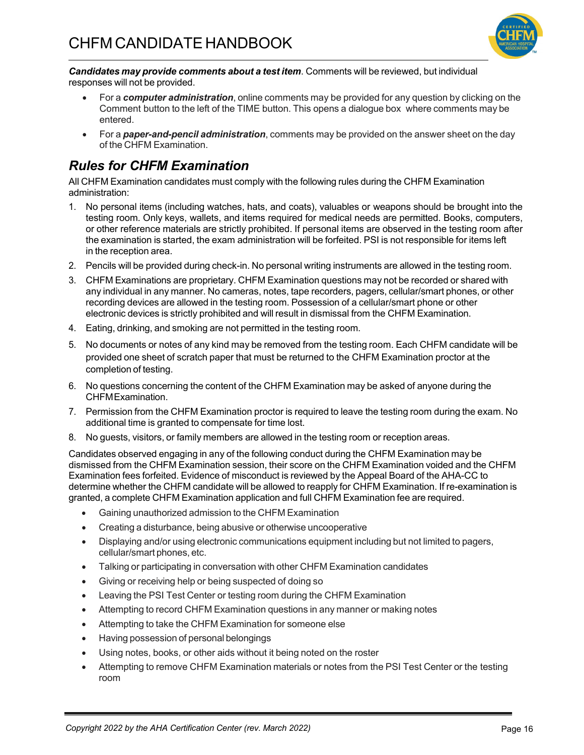***Candidates may provide comments about a test item***. Comments will be reviewed, but individual responses will not be provided.

- For a ***computer administration***, online comments may be provided for any question by clicking on the Comment button to the left of the TIME button. This opens a dialogue box where comments may be entered.
- For a ***paper-and-pencil administration***, comments may be provided on the answer sheet on the day of the CHFM Examination.

## *Rules for CHFM Examination*

All CHFM Examination candidates must comply with the following rules during the CHFM Examination administration:

1. No personal items (including watches, hats, and coats), valuables or weapons should be brought into the testing room. Only keys, wallets, and items required for medical needs are permitted. Books, computers, or other reference materials are strictly prohibited. If personal items are observed in the testing room after the examination is started, the exam administration will be forfeited. PSI is not responsible for items left in the reception area.
2. Pencils will be provided during check-in. No personal writing instruments are allowed in the testing room.
3. CHFM Examinations are proprietary. CHFM Examination questions may not be recorded or shared with any individual in any manner. No cameras, notes, tape recorders, pagers, cellular/smart phones, or other recording devices are allowed in the testing room. Possession of a cellular/smart phone or other electronic devices is strictly prohibited and will result in dismissal from the CHFM Examination.
4. Eating, drinking, and smoking are not permitted in the testing room.
5. No documents or notes of any kind may be removed from the testing room. Each CHFM candidate will be provided one sheet of scratch paper that must be returned to the CHFM Examination proctor at the completion of testing.
6. No questions concerning the content of the CHFM Examination may be asked of anyone during the CHFM Examination.
7. Permission from the CHFM Examination proctor is required to leave the testing room during the exam. No additional time is granted to compensate for time lost.
8. No guests, visitors, or family members are allowed in the testing room or reception areas.

Candidates observed engaging in any of the following conduct during the CHFM Examination may be dismissed from the CHFM Examination session, their score on the CHFM Examination voided and the CHFM Examination fees forfeited. Evidence of misconduct is reviewed by the Appeal Board of the AHA-CC to determine whether the CHFM candidate will be allowed to reapply for CHFM Examination. If re-examination is granted, a complete CHFM Examination application and full CHFM Examination fee are required.

- Gaining unauthorized admission to the CHFM Examination
- Creating a disturbance, being abusive or otherwise uncooperative
- Displaying and/or using electronic communications equipment including but not limited to pagers, cellular/smart phones, etc.
- Talking or participating in conversation with other CHFM Examination candidates
- Giving or receiving help or being suspected of doing so
- Leaving the PSI Test Center or testing room during the CHFM Examination
- Attempting to record CHFM Examination questions in any manner or making notes
- Attempting to take the CHFM Examination for someone else
- Having possession of personal belongings
- Using notes, books, or other aids without it being noted on the roster
- Attempting to remove CHFM Examination materials or notes from the PSI Test Center or the testing room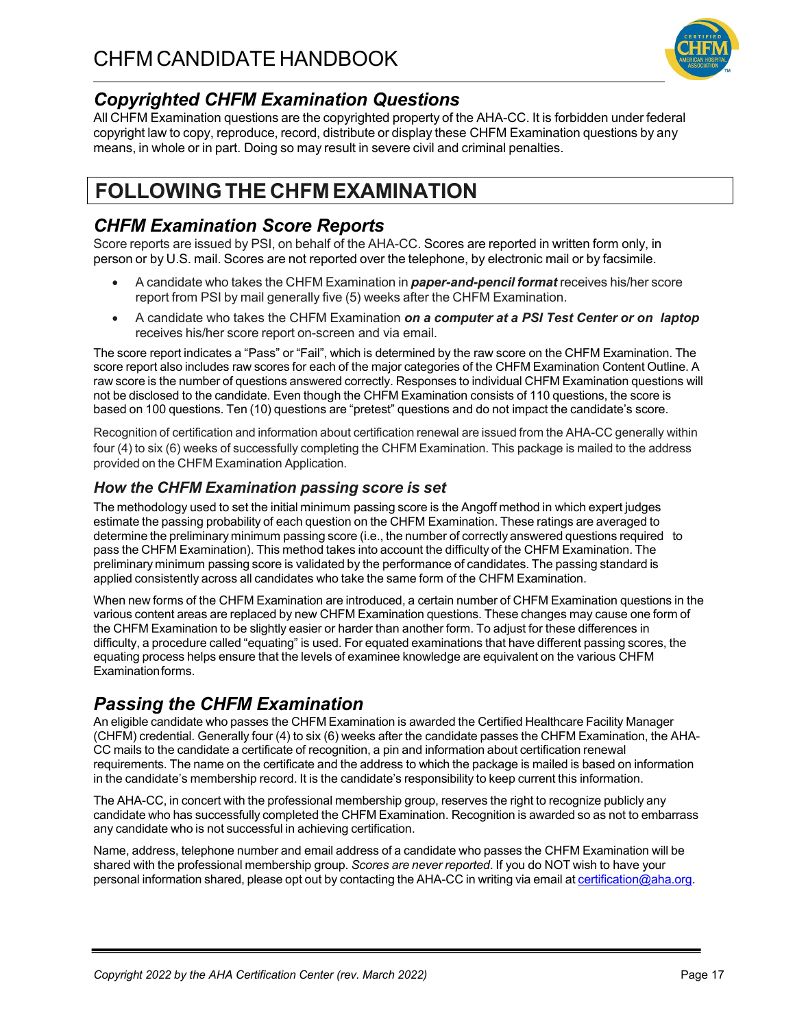## *Copyrighted CHFM Examination Questions*

All CHFM Examination questions are the copyrighted property of the AHA-CC. It is forbidden under federal copyright law to copy, reproduce, record, distribute or display these CHFM Examination questions by any means, in whole or in part. Doing so may result in severe civil and criminal penalties.

# FOLLOWING THE CHFM EXAMINATION

## *CHFM Examination Score Reports*

Score reports are issued by PSI, on behalf of the AHA-CC. Scores are reported in written form only, in person or by U.S. mail. Scores are not reported over the telephone, by electronic mail or by facsimile.

- A candidate who takes the CHFM Examination in ***paper-and-pencil format*** receives his/her score report from PSI by mail generally five (5) weeks after the CHFM Examination.
- A candidate who takes the CHFM Examination ***on a computer at a PSI Test Center or on laptop*** receives his/her score report on-screen and via email.

The score report indicates a "Pass" or "Fail", which is determined by the raw score on the CHFM Examination. The score report also includes raw scores for each of the major categories of the CHFM Examination Content Outline. A raw score is the number of questions answered correctly. Responses to individual CHFM Examination questions will not be disclosed to the candidate. Even though the CHFM Examination consists of 110 questions, the score is based on 100 questions. Ten (10) questions are "pretest" questions and do not impact the candidate's score.

Recognition of certification and information about certification renewal are issued from the AHA-CC generally within four (4) to six (6) weeks of successfully completing the CHFM Examination. This package is mailed to the address provided on the CHFM Examination Application.

### *How the CHFM Examination passing score is set*

The methodology used to set the initial minimum passing score is the Angoff method in which expert judges estimate the passing probability of each question on the CHFM Examination. These ratings are averaged to determine the preliminary minimum passing score (i.e., the number of correctly answered questions required to pass the CHFM Examination). This method takes into account the difficulty of the CHFM Examination. The preliminary minimum passing score is validated by the performance of candidates. The passing standard is applied consistently across all candidates who take the same form of the CHFM Examination.

When new forms of the CHFM Examination are introduced, a certain number of CHFM Examination questions in the various content areas are replaced by new CHFM Examination questions. These changes may cause one form of the CHFM Examination to be slightly easier or harder than another form. To adjust for these differences in difficulty, a procedure called "equating" is used. For equated examinations that have different passing scores, the equating process helps ensure that the levels of examinee knowledge are equivalent on the various CHFM Examination forms.

## *Passing the CHFM Examination*

An eligible candidate who passes the CHFM Examination is awarded the Certified Healthcare Facility Manager (CHFM) credential. Generally four (4) to six (6) weeks after the candidate passes the CHFM Examination, the AHA-CC mails to the candidate a certificate of recognition, a pin and information about certification renewal requirements. The name on the certificate and the address to which the package is mailed is based on information in the candidate's membership record. It is the candidate's responsibility to keep current this information.

The AHA-CC, in concert with the professional membership group, reserves the right to recognize publicly any candidate who has successfully completed the CHFM Examination. Recognition is awarded so as not to embarrass any candidate who is not successful in achieving certification.

Name, address, telephone number and email address of a candidate who passes the CHFM Examination will be shared with the professional membership group. *Scores are never reported*. If you do NOT wish to have your personal information shared, please opt out by contacting the AHA-CC in writing via email at certification@aha.org.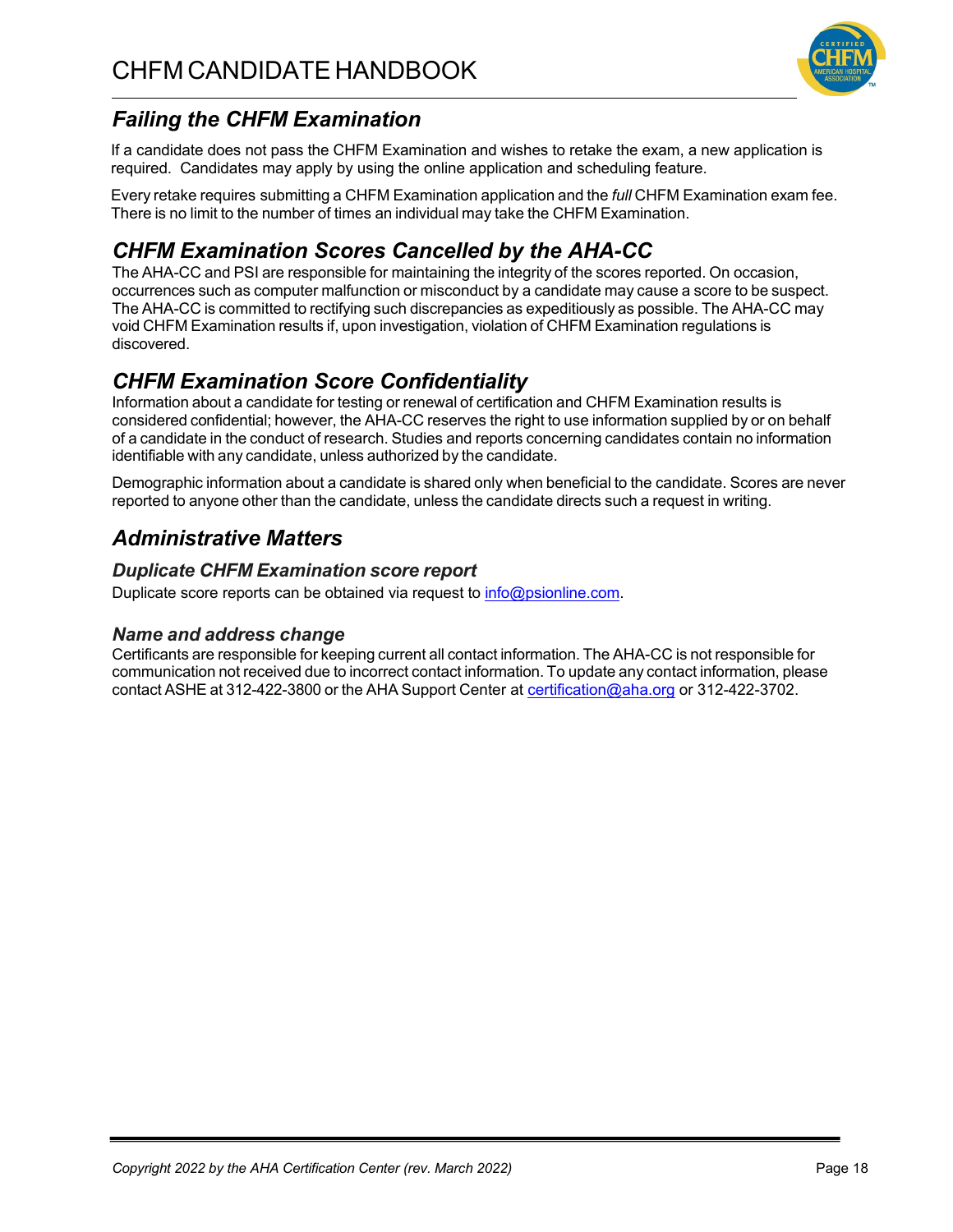## *Failing the CHFM Examination*

If a candidate does not pass the CHFM Examination and wishes to retake the exam, a new application is required. Candidates may apply by using the online application and scheduling feature.

Every retake requires submitting a CHFM Examination application and the *full* CHFM Examination exam fee. There is no limit to the number of times an individual may take the CHFM Examination.

## *CHFM Examination Scores Cancelled by the AHA-CC*

The AHA-CC and PSI are responsible for maintaining the integrity of the scores reported. On occasion, occurrences such as computer malfunction or misconduct by a candidate may cause a score to be suspect. The AHA-CC is committed to rectifying such discrepancies as expeditiously as possible. The AHA-CC may void CHFM Examination results if, upon investigation, violation of CHFM Examination regulations is discovered.

## *CHFM Examination Score Confidentiality*

Information about a candidate for testing or renewal of certification and CHFM Examination results is considered confidential; however, the AHA-CC reserves the right to use information supplied by or on behalf of a candidate in the conduct of research. Studies and reports concerning candidates contain no information identifiable with any candidate, unless authorized by the candidate.

Demographic information about a candidate is shared only when beneficial to the candidate. Scores are never reported to anyone other than the candidate, unless the candidate directs such a request in writing.

## *Administrative Matters*

### *Duplicate CHFM Examination score report*

Duplicate score reports can be obtained via request to info@psionline.com.

### *Name and address change*

Certificants are responsible for keeping current all contact information. The AHA-CC is not responsible for communication not received due to incorrect contact information. To update any contact information, please contact ASHE at 312-422-3800 or the AHA Support Center at certification@aha.org or 312-422-3702.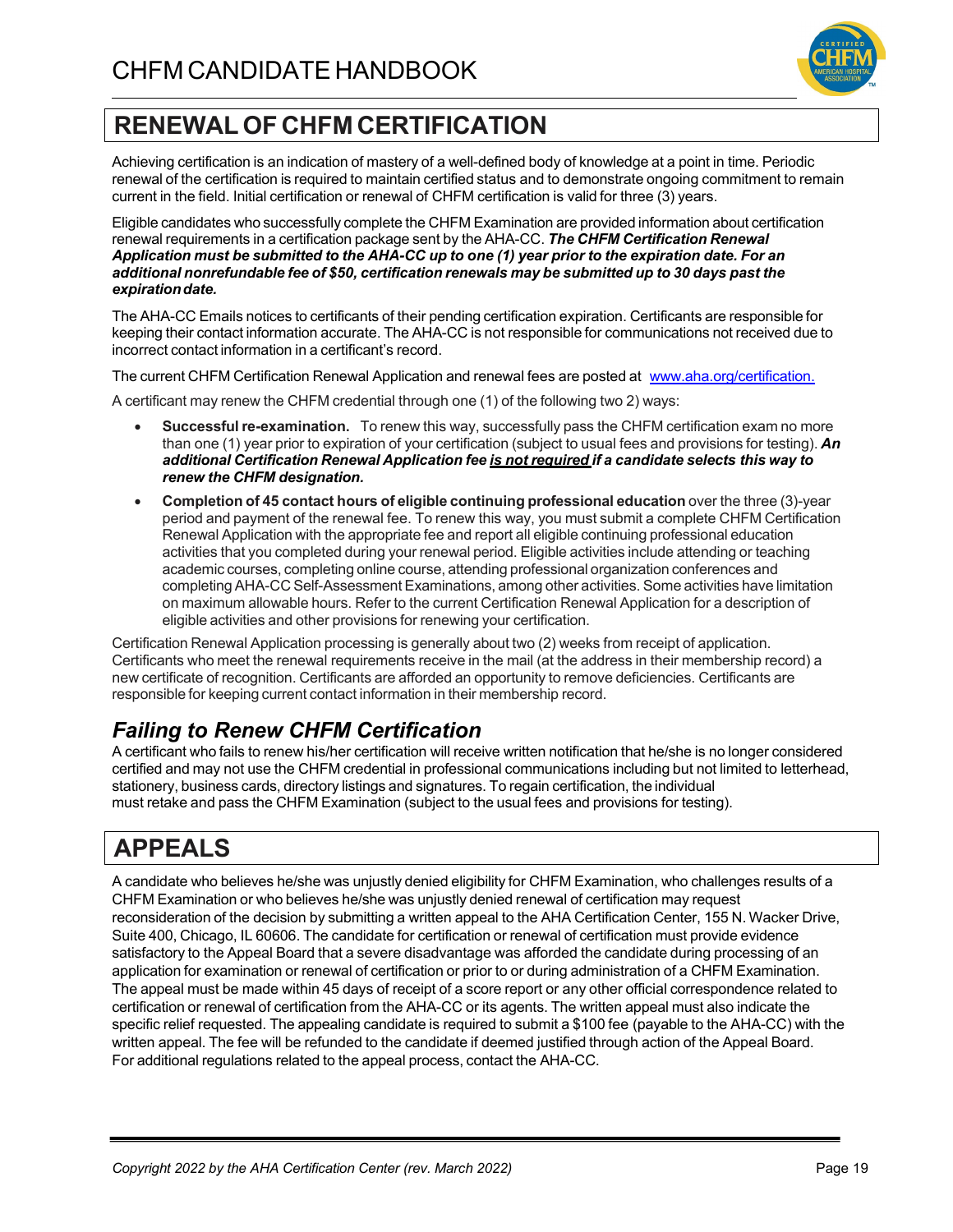## RENEWAL OF CHFM CERTIFICATION

Achieving certification is an indication of mastery of a well-defined body of knowledge at a point in time. Periodic renewal of the certification is required to maintain certified status and to demonstrate ongoing commitment to remain current in the field. Initial certification or renewal of CHFM certification is valid for three (3) years.

Eligible candidates who successfully complete the CHFM Examination are provided information about certification renewal requirements in a certification package sent by the AHA-CC. ***The CHFM Certification Renewal Application must be submitted to the AHA-CC up to one (1) year prior to the expiration date. For an additional nonrefundable fee of $50, certification renewals may be submitted up to 30 days past the expiration date.***

The AHA-CC Emails notices to certificants of their pending certification expiration. Certificants are responsible for keeping their contact information accurate. The AHA-CC is not responsible for communications not received due to incorrect contact information in a certificant's record.

The current CHFM Certification Renewal Application and renewal fees are posted at www.aha.org/certification.

A certificant may renew the CHFM credential through one (1) of the following two 2) ways:

- **Successful re-examination.** To renew this way, successfully pass the CHFM certification exam no more than one (1) year prior to expiration of your certification (subject to usual fees and provisions for testing). ***An additional Certification Renewal Application fee <u>is not required</u> if a candidate selects this way to renew the CHFM designation.***
- **Completion of 45 contact hours of eligible continuing professional education** over the three (3)-year period and payment of the renewal fee. To renew this way, you must submit a complete CHFM Certification Renewal Application with the appropriate fee and report all eligible continuing professional education activities that you completed during your renewal period. Eligible activities include attending or teaching academic courses, completing online course, attending professional organization conferences and completing AHA-CC Self-Assessment Examinations, among other activities. Some activities have limitation on maximum allowable hours. Refer to the current Certification Renewal Application for a description of eligible activities and other provisions for renewing your certification.

Certification Renewal Application processing is generally about two (2) weeks from receipt of application. Certificants who meet the renewal requirements receive in the mail (at the address in their membership record) a new certificate of recognition. Certificants are afforded an opportunity to remove deficiencies. Certificants are responsible for keeping current contact information in their membership record.

### *Failing to Renew CHFM Certification*

A certificant who fails to renew his/her certification will receive written notification that he/she is no longer considered certified and may not use the CHFM credential in professional communications including but not limited to letterhead, stationery, business cards, directory listings and signatures. To regain certification, the individual must retake and pass the CHFM Examination (subject to the usual fees and provisions for testing).

## APPEALS

A candidate who believes he/she was unjustly denied eligibility for CHFM Examination, who challenges results of a CHFM Examination or who believes he/she was unjustly denied renewal of certification may request reconsideration of the decision by submitting a written appeal to the AHA Certification Center, 155 N. Wacker Drive, Suite 400, Chicago, IL 60606. The candidate for certification or renewal of certification must provide evidence satisfactory to the Appeal Board that a severe disadvantage was afforded the candidate during processing of an application for examination or renewal of certification or prior to or during administration of a CHFM Examination. The appeal must be made within 45 days of receipt of a score report or any other official correspondence related to certification or renewal of certification from the AHA-CC or its agents. The written appeal must also indicate the specific relief requested. The appealing candidate is required to submit a $100 fee (payable to the AHA-CC) with the written appeal. The fee will be refunded to the candidate if deemed justified through action of the Appeal Board. For additional regulations related to the appeal process, contact the AHA-CC.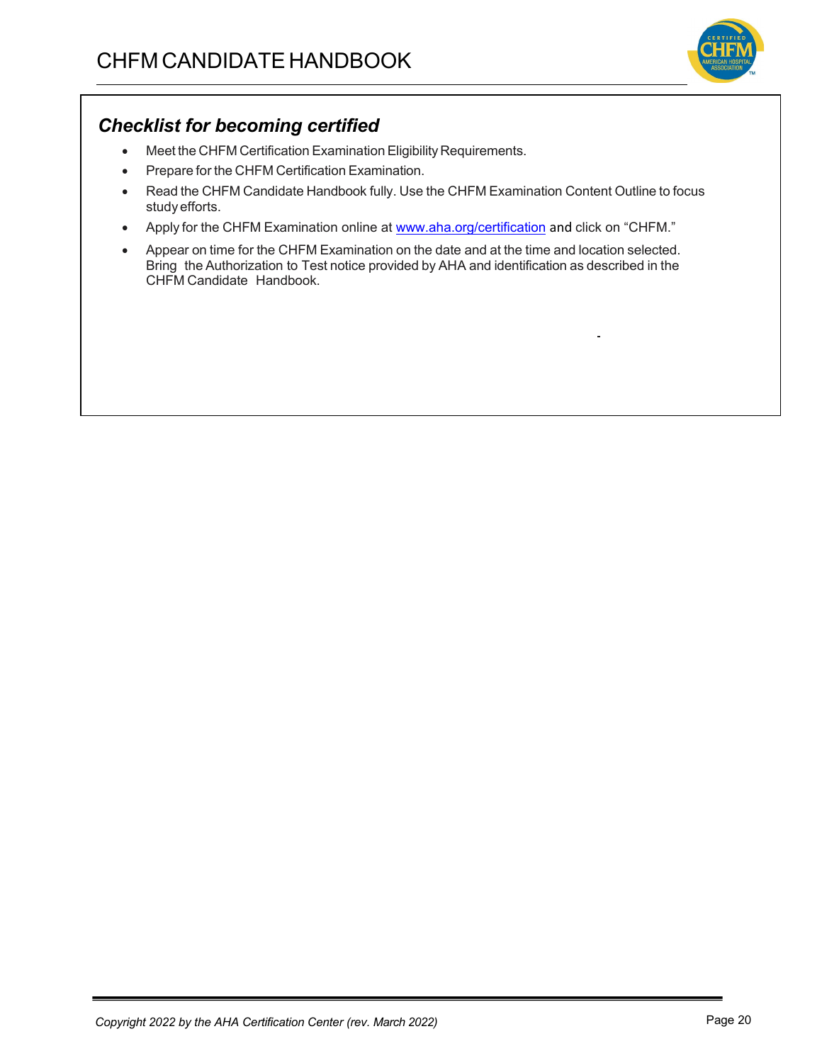## *Checklist for becoming certified*

- Meet the CHFM Certification Examination Eligibility Requirements.
- Prepare for the CHFM Certification Examination.
- Read the CHFM Candidate Handbook fully. Use the CHFM Examination Content Outline to focus study efforts.
- Apply for the CHFM Examination online at [www.aha.org/certification](http://www.aha.org/certification) and click on "CHFM."
- Appear on time for the CHFM Examination on the date and at the time and location selected. Bring the Authorization to Test notice provided by AHA and identification as described in the CHFM Candidate Handbook.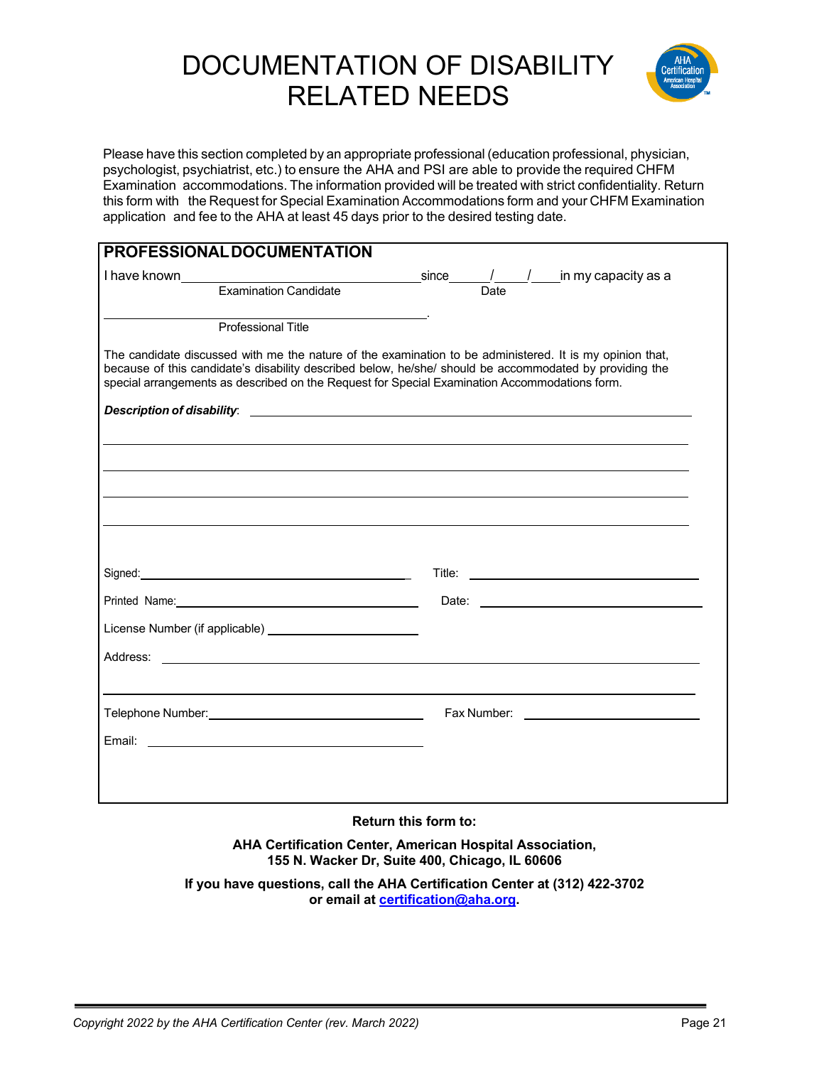# DOCUMENTATION OF DISABILITY RELATED NEEDS

Please have this section completed by an appropriate professional (education professional, physician, psychologist, psychiatrist, etc.) to ensure the AHA and PSI are able to provide the required CHFM Examination accommodations. The information provided will be treated with strict confidentiality. Return this form with the Request for Special Examination Accommodations form and your CHFM Examination application and fee to the AHA at least 45 days prior to the desired testing date.

## PROFESSIONAL DOCUMENTATION

I have known ______________________________ since _____/_____/_____ in my capacity as a
Examination Candidate                                    Date

______________________________________________.
Professional Title

The candidate discussed with me the nature of the examination to be administered. It is my opinion that, because of this candidate's disability described below, he/she/ should be accommodated by providing the special arrangements as described on the Request for Special Examination Accommodations form.

***Description of disability***: ______________________________________________

______________________________________________

______________________________________________

______________________________________________

______________________________________________

Signed: ______________________________ Title: ______________________________

Printed Name: ______________________________ Date: ______________________________

License Number (if applicable) ______________________________

Address: ______________________________________________

______________________________________________

Telephone Number: ______________________________ Fax Number: ______________________________

Email: ______________________________

**Return this form to:**

**AHA Certification Center, American Hospital Association,**
**155 N. Wacker Dr, Suite 400, Chicago, IL 60606**

**If you have questions, call the AHA Certification Center at (312) 422-3702 or email at certification@aha.org.**

*Copyright 2022 by the AHA Certification Center (rev. March 2022)*